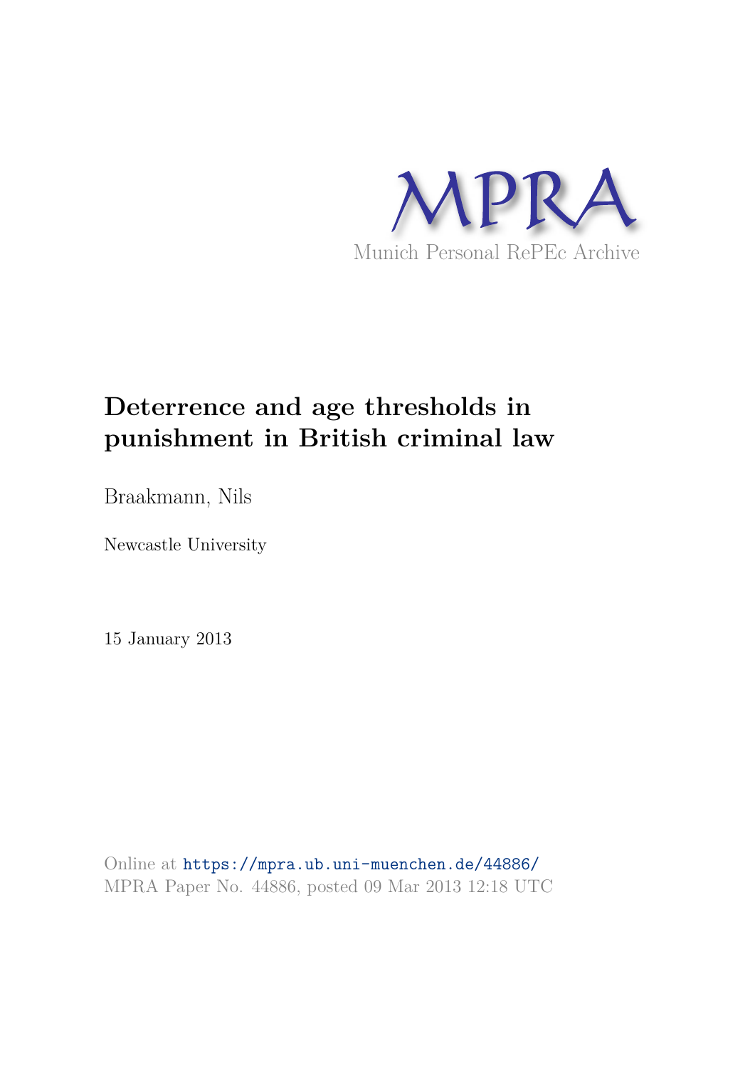MPRA

Munich Personal RePEc Archive

# Deterrence and age thresholds in punishment in British criminal law

Braakmann, Nils

Newcastle University

15 January 2013

Online at https://mpra.ub.uni-muenchen.de/44886/
MPRA Paper No. 44886, posted 09 Mar 2013 12:18 UTC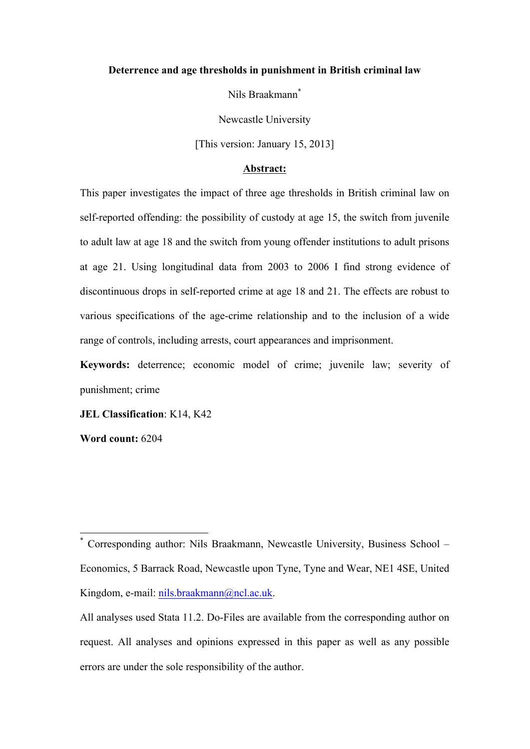**Deterrence and age thresholds in punishment in British criminal law**

Nils Braakmann[*]

Newcastle University

[This version: January 15, 2013]

**Abstract:**

This paper investigates the impact of three age thresholds in British criminal law on self-reported offending: the possibility of custody at age 15, the switch from juvenile to adult law at age 18 and the switch from young offender institutions to adult prisons at age 21. Using longitudinal data from 2003 to 2006 I find strong evidence of discontinuous drops in self-reported crime at age 18 and 21. The effects are robust to various specifications of the age-crime relationship and to the inclusion of a wide range of controls, including arrests, court appearances and imprisonment.

**Keywords:** deterrence; economic model of crime; juvenile law; severity of punishment; crime

**JEL Classification**: K14, K42

**Word count:** 6204

---

[*] Corresponding author: Nils Braakmann, Newcastle University, Business School – Economics, 5 Barrack Road, Newcastle upon Tyne, Tyne and Wear, NE1 4SE, United Kingdom, e-mail: nils.braakmann@ncl.ac.uk.

All analyses used Stata 11.2. Do-Files are available from the corresponding author on request. All analyses and opinions expressed in this paper as well as any possible errors are under the sole responsibility of the author.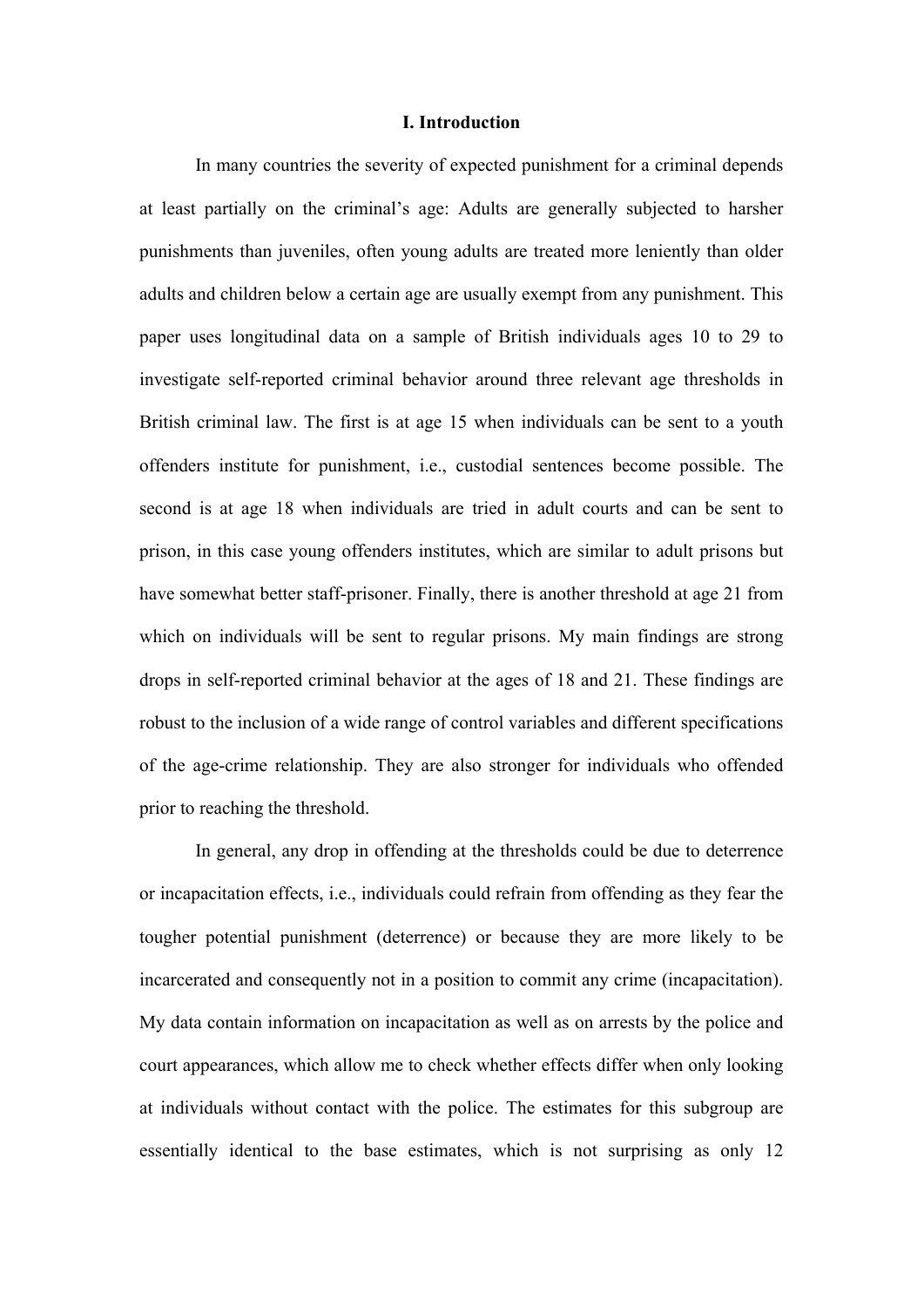# I. Introduction

In many countries the severity of expected punishment for a criminal depends at least partially on the criminal's age: Adults are generally subjected to harsher punishments than juveniles, often young adults are treated more leniently than older adults and children below a certain age are usually exempt from any punishment. This paper uses longitudinal data on a sample of British individuals ages 10 to 29 to investigate self-reported criminal behavior around three relevant age thresholds in British criminal law. The first is at age 15 when individuals can be sent to a youth offenders institute for punishment, i.e., custodial sentences become possible. The second is at age 18 when individuals are tried in adult courts and can be sent to prison, in this case young offenders institutes, which are similar to adult prisons but have somewhat better staff-prisoner. Finally, there is another threshold at age 21 from which on individuals will be sent to regular prisons. My main findings are strong drops in self-reported criminal behavior at the ages of 18 and 21. These findings are robust to the inclusion of a wide range of control variables and different specifications of the age-crime relationship. They are also stronger for individuals who offended prior to reaching the threshold.

In general, any drop in offending at the thresholds could be due to deterrence or incapacitation effects, i.e., individuals could refrain from offending as they fear the tougher potential punishment (deterrence) or because they are more likely to be incarcerated and consequently not in a position to commit any crime (incapacitation). My data contain information on incapacitation as well as on arrests by the police and court appearances, which allow me to check whether effects differ when only looking at individuals without contact with the police. The estimates for this subgroup are essentially identical to the base estimates, which is not surprising as only 12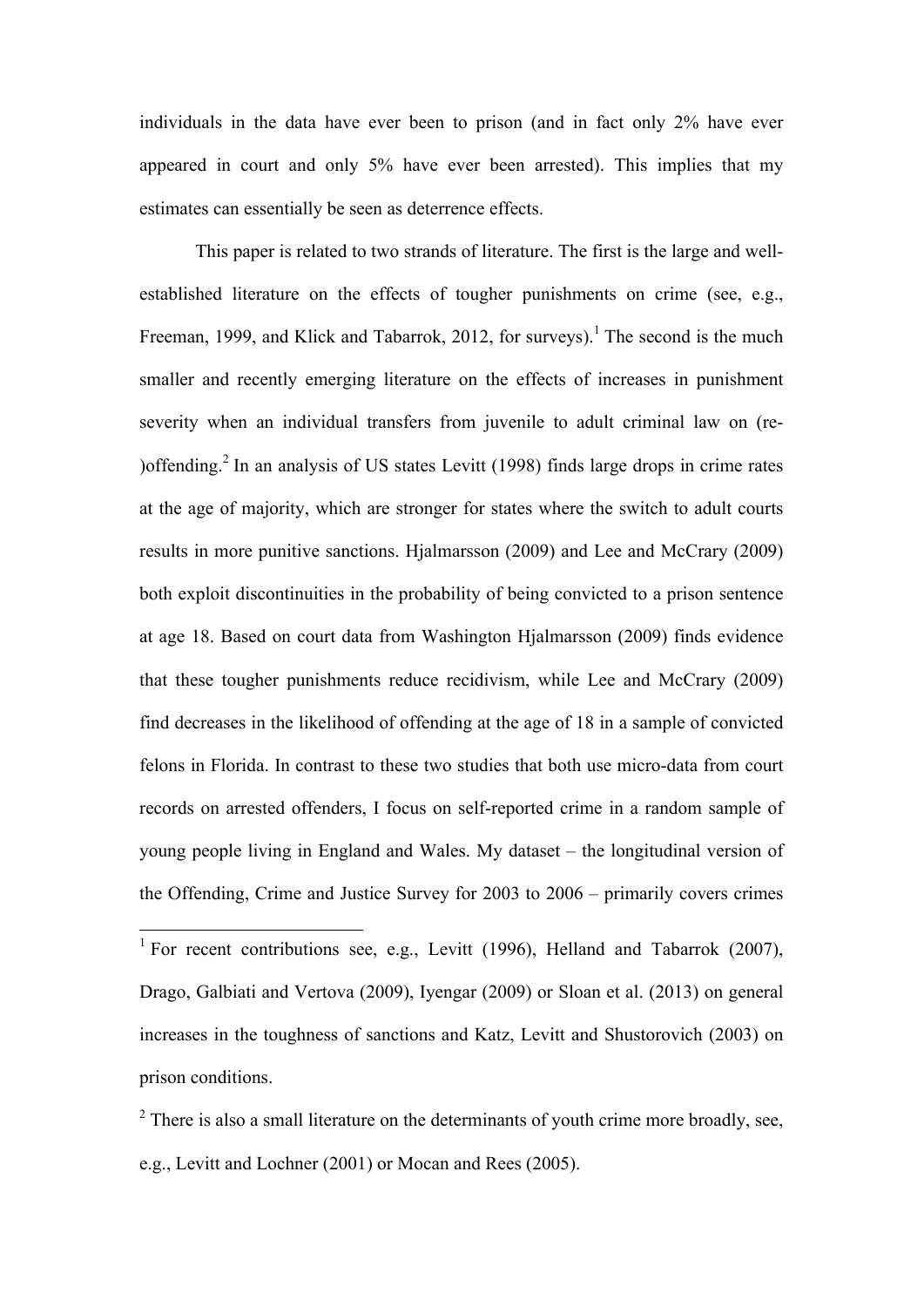individuals in the data have ever been to prison (and in fact only 2% have ever appeared in court and only 5% have ever been arrested). This implies that my estimates can essentially be seen as deterrence effects.

This paper is related to two strands of literature. The first is the large and well-established literature on the effects of tougher punishments on crime (see, e.g., Freeman, 1999, and Klick and Tabarrok, 2012, for surveys).[1] The second is the much smaller and recently emerging literature on the effects of increases in punishment severity when an individual transfers from juvenile to adult criminal law on (re-)offending.[2] In an analysis of US states Levitt (1998) finds large drops in crime rates at the age of majority, which are stronger for states where the switch to adult courts results in more punitive sanctions. Hjalmarsson (2009) and Lee and McCrary (2009) both exploit discontinuities in the probability of being convicted to a prison sentence at age 18. Based on court data from Washington Hjalmarsson (2009) finds evidence that these tougher punishments reduce recidivism, while Lee and McCrary (2009) find decreases in the likelihood of offending at the age of 18 in a sample of convicted felons in Florida. In contrast to these two studies that both use micro-data from court records on arrested offenders, I focus on self-reported crime in a random sample of young people living in England and Wales. My dataset – the longitudinal version of the Offending, Crime and Justice Survey for 2003 to 2006 – primarily covers crimes

[1] For recent contributions see, e.g., Levitt (1996), Helland and Tabarrok (2007), Drago, Galbiati and Vertova (2009), Iyengar (2009) or Sloan et al. (2013) on general increases in the toughness of sanctions and Katz, Levitt and Shustorovich (2003) on prison conditions.

[2] There is also a small literature on the determinants of youth crime more broadly, see, e.g., Levitt and Lochner (2001) or Mocan and Rees (2005).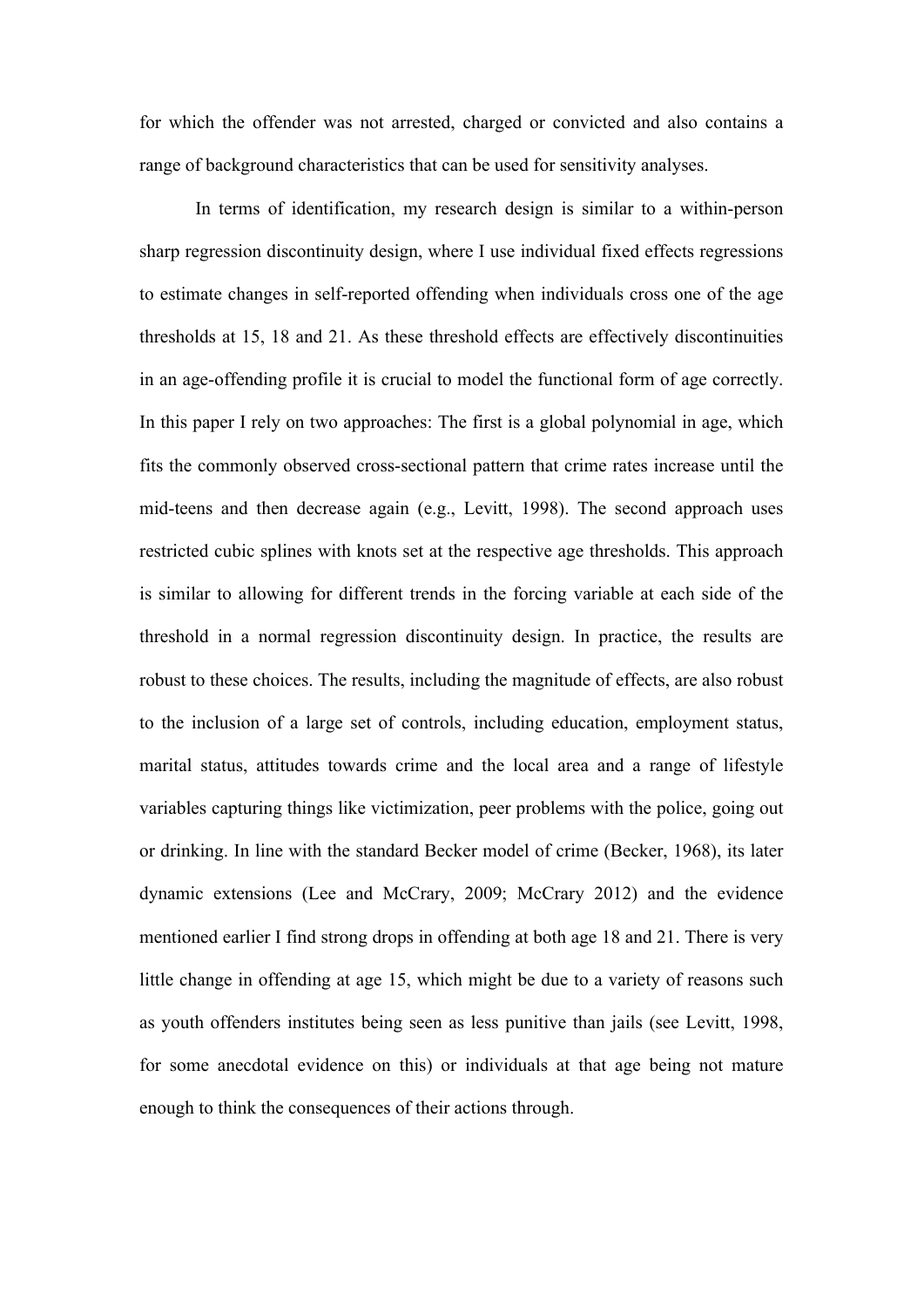for which the offender was not arrested, charged or convicted and also contains a range of background characteristics that can be used for sensitivity analyses.

In terms of identification, my research design is similar to a within-person sharp regression discontinuity design, where I use individual fixed effects regressions to estimate changes in self-reported offending when individuals cross one of the age thresholds at 15, 18 and 21. As these threshold effects are effectively discontinuities in an age-offending profile it is crucial to model the functional form of age correctly. In this paper I rely on two approaches: The first is a global polynomial in age, which fits the commonly observed cross-sectional pattern that crime rates increase until the mid-teens and then decrease again (e.g., Levitt, 1998). The second approach uses restricted cubic splines with knots set at the respective age thresholds. This approach is similar to allowing for different trends in the forcing variable at each side of the threshold in a normal regression discontinuity design. In practice, the results are robust to these choices. The results, including the magnitude of effects, are also robust to the inclusion of a large set of controls, including education, employment status, marital status, attitudes towards crime and the local area and a range of lifestyle variables capturing things like victimization, peer problems with the police, going out or drinking. In line with the standard Becker model of crime (Becker, 1968), its later dynamic extensions (Lee and McCrary, 2009; McCrary 2012) and the evidence mentioned earlier I find strong drops in offending at both age 18 and 21. There is very little change in offending at age 15, which might be due to a variety of reasons such as youth offenders institutes being seen as less punitive than jails (see Levitt, 1998, for some anecdotal evidence on this) or individuals at that age being not mature enough to think the consequences of their actions through.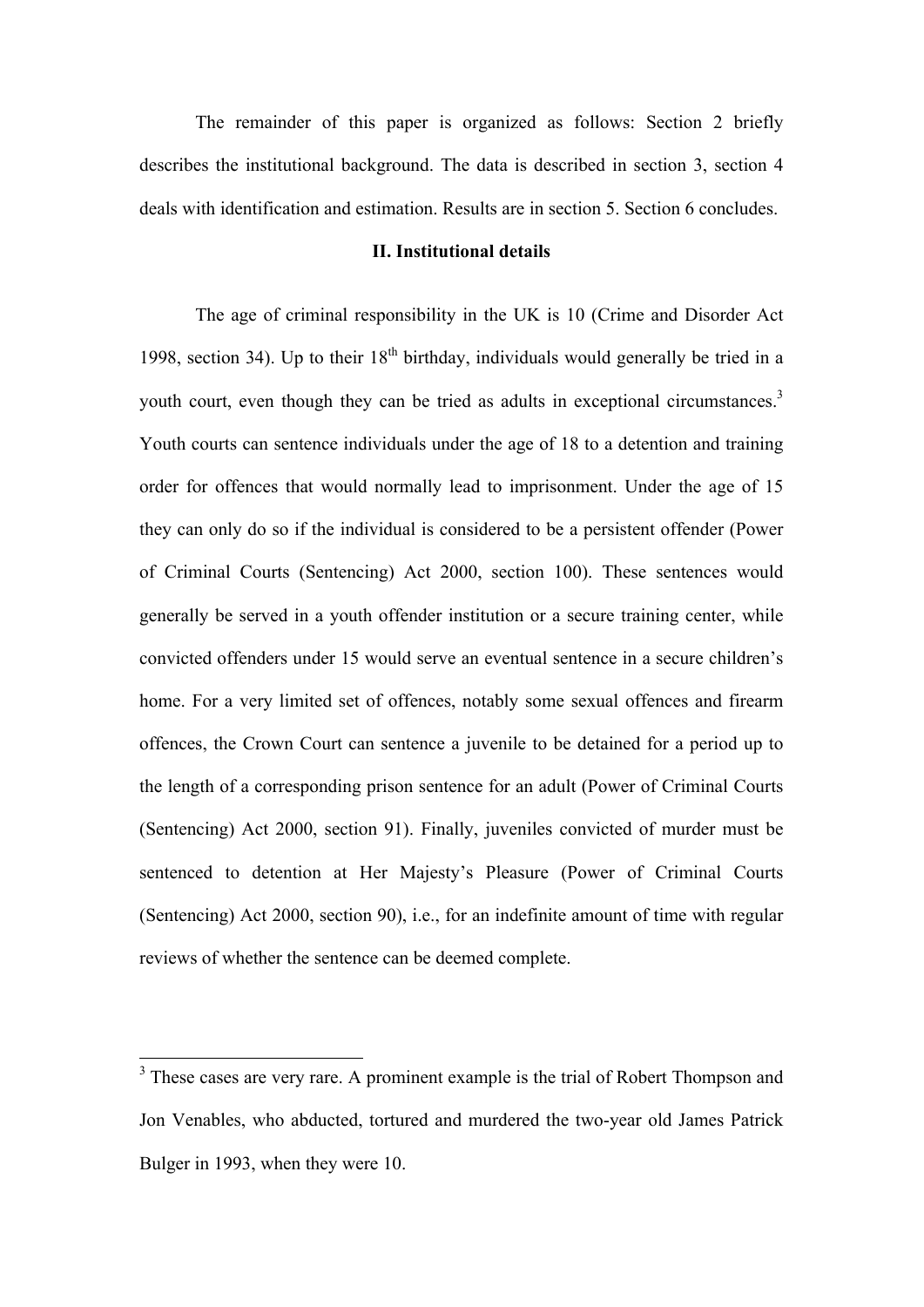The remainder of this paper is organized as follows: Section 2 briefly describes the institutional background. The data is described in section 3, section 4 deals with identification and estimation. Results are in section 5. Section 6 concludes.

## II. Institutional details

The age of criminal responsibility in the UK is 10 (Crime and Disorder Act 1998, section 34). Up to their 18th birthday, individuals would generally be tried in a youth court, even though they can be tried as adults in exceptional circumstances.[3] Youth courts can sentence individuals under the age of 18 to a detention and training order for offences that would normally lead to imprisonment. Under the age of 15 they can only do so if the individual is considered to be a persistent offender (Power of Criminal Courts (Sentencing) Act 2000, section 100). These sentences would generally be served in a youth offender institution or a secure training center, while convicted offenders under 15 would serve an eventual sentence in a secure children's home. For a very limited set of offences, notably some sexual offences and firearm offences, the Crown Court can sentence a juvenile to be detained for a period up to the length of a corresponding prison sentence for an adult (Power of Criminal Courts (Sentencing) Act 2000, section 91). Finally, juveniles convicted of murder must be sentenced to detention at Her Majesty's Pleasure (Power of Criminal Courts (Sentencing) Act 2000, section 90), i.e., for an indefinite amount of time with regular reviews of whether the sentence can be deemed complete.

[3] These cases are very rare. A prominent example is the trial of Robert Thompson and Jon Venables, who abducted, tortured and murdered the two-year old James Patrick Bulger in 1993, when they were 10.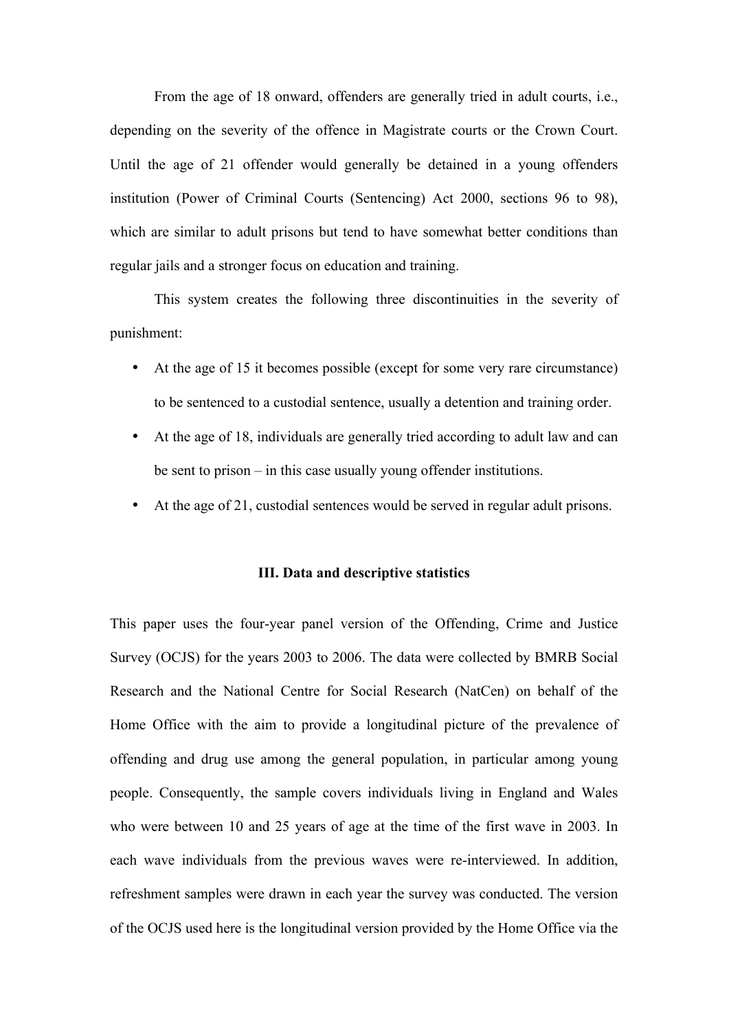From the age of 18 onward, offenders are generally tried in adult courts, i.e., depending on the severity of the offence in Magistrate courts or the Crown Court. Until the age of 21 offender would generally be detained in a young offenders institution (Power of Criminal Courts (Sentencing) Act 2000, sections 96 to 98), which are similar to adult prisons but tend to have somewhat better conditions than regular jails and a stronger focus on education and training.

This system creates the following three discontinuities in the severity of punishment:

- At the age of 15 it becomes possible (except for some very rare circumstance) to be sentenced to a custodial sentence, usually a detention and training order.
- At the age of 18, individuals are generally tried according to adult law and can be sent to prison – in this case usually young offender institutions.
- At the age of 21, custodial sentences would be served in regular adult prisons.

## III. Data and descriptive statistics

This paper uses the four-year panel version of the Offending, Crime and Justice Survey (OCJS) for the years 2003 to 2006. The data were collected by BMRB Social Research and the National Centre for Social Research (NatCen) on behalf of the Home Office with the aim to provide a longitudinal picture of the prevalence of offending and drug use among the general population, in particular among young people. Consequently, the sample covers individuals living in England and Wales who were between 10 and 25 years of age at the time of the first wave in 2003. In each wave individuals from the previous waves were re-interviewed. In addition, refreshment samples were drawn in each year the survey was conducted. The version of the OCJS used here is the longitudinal version provided by the Home Office via the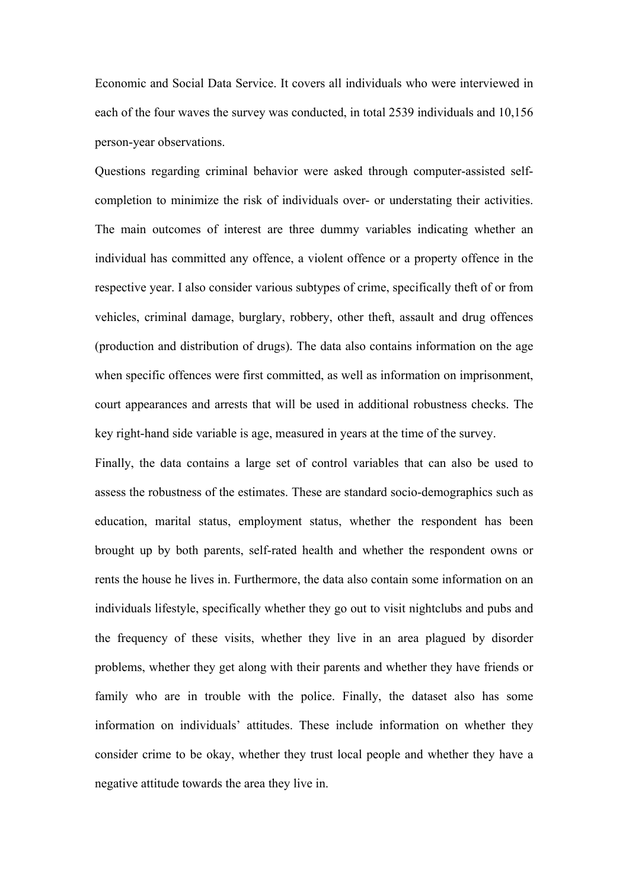Economic and Social Data Service. It covers all individuals who were interviewed in each of the four waves the survey was conducted, in total 2539 individuals and 10,156 person-year observations.

Questions regarding criminal behavior were asked through computer-assisted self-completion to minimize the risk of individuals over- or understating their activities. The main outcomes of interest are three dummy variables indicating whether an individual has committed any offence, a violent offence or a property offence in the respective year. I also consider various subtypes of crime, specifically theft of or from vehicles, criminal damage, burglary, robbery, other theft, assault and drug offences (production and distribution of drugs). The data also contains information on the age when specific offences were first committed, as well as information on imprisonment, court appearances and arrests that will be used in additional robustness checks. The key right-hand side variable is age, measured in years at the time of the survey.

Finally, the data contains a large set of control variables that can also be used to assess the robustness of the estimates. These are standard socio-demographics such as education, marital status, employment status, whether the respondent has been brought up by both parents, self-rated health and whether the respondent owns or rents the house he lives in. Furthermore, the data also contain some information on an individuals lifestyle, specifically whether they go out to visit nightclubs and pubs and the frequency of these visits, whether they live in an area plagued by disorder problems, whether they get along with their parents and whether they have friends or family who are in trouble with the police. Finally, the dataset also has some information on individuals' attitudes. These include information on whether they consider crime to be okay, whether they trust local people and whether they have a negative attitude towards the area they live in.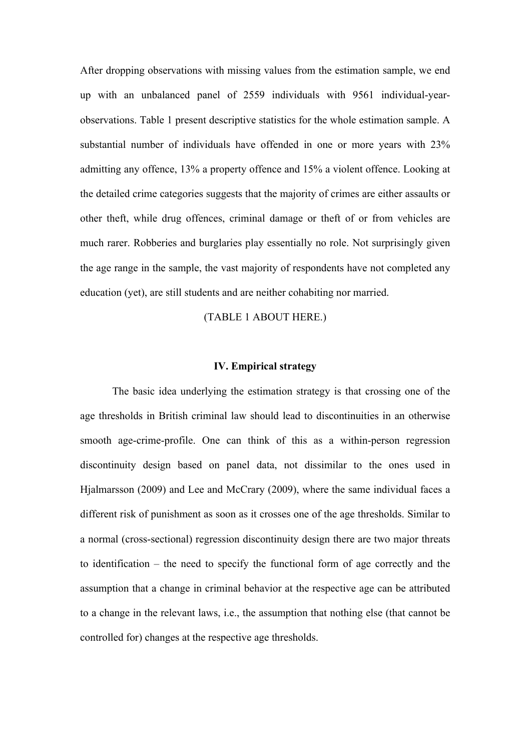After dropping observations with missing values from the estimation sample, we end up with an unbalanced panel of 2559 individuals with 9561 individual-year-observations. Table 1 present descriptive statistics for the whole estimation sample. A substantial number of individuals have offended in one or more years with 23% admitting any offence, 13% a property offence and 15% a violent offence. Looking at the detailed crime categories suggests that the majority of crimes are either assaults or other theft, while drug offences, criminal damage or theft of or from vehicles are much rarer. Robberies and burglaries play essentially no role. Not surprisingly given the age range in the sample, the vast majority of respondents have not completed any education (yet), are still students and are neither cohabiting nor married.

(TABLE 1 ABOUT HERE.)

## IV. Empirical strategy

The basic idea underlying the estimation strategy is that crossing one of the age thresholds in British criminal law should lead to discontinuities in an otherwise smooth age-crime-profile. One can think of this as a within-person regression discontinuity design based on panel data, not dissimilar to the ones used in Hjalmarsson (2009) and Lee and McCrary (2009), where the same individual faces a different risk of punishment as soon as it crosses one of the age thresholds. Similar to a normal (cross-sectional) regression discontinuity design there are two major threats to identification – the need to specify the functional form of age correctly and the assumption that a change in criminal behavior at the respective age can be attributed to a change in the relevant laws, i.e., the assumption that nothing else (that cannot be controlled for) changes at the respective age thresholds.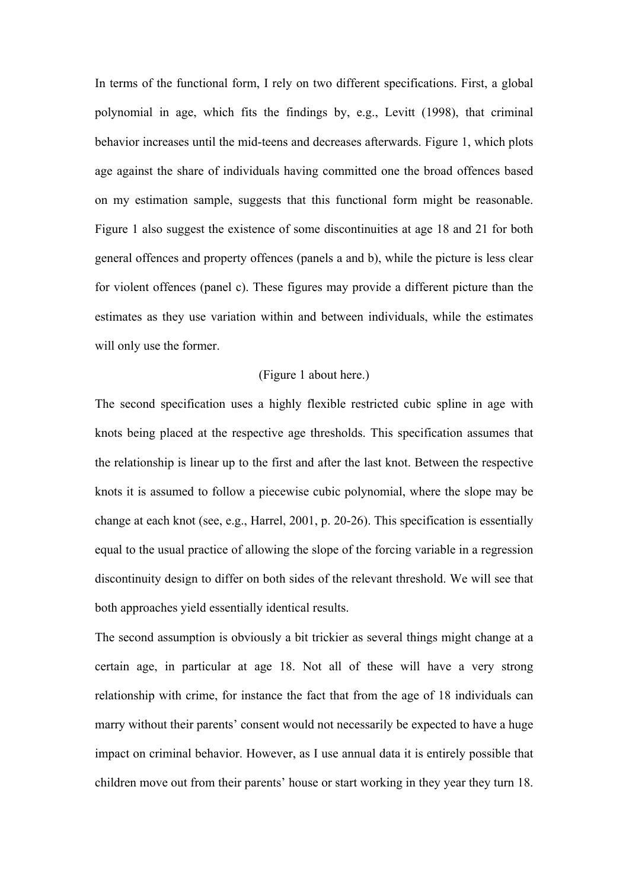In terms of the functional form, I rely on two different specifications. First, a global polynomial in age, which fits the findings by, e.g., Levitt (1998), that criminal behavior increases until the mid-teens and decreases afterwards. Figure 1, which plots age against the share of individuals having committed one the broad offences based on my estimation sample, suggests that this functional form might be reasonable. Figure 1 also suggest the existence of some discontinuities at age 18 and 21 for both general offences and property offences (panels a and b), while the picture is less clear for violent offences (panel c). These figures may provide a different picture than the estimates as they use variation within and between individuals, while the estimates will only use the former.

(Figure 1 about here.)

The second specification uses a highly flexible restricted cubic spline in age with knots being placed at the respective age thresholds. This specification assumes that the relationship is linear up to the first and after the last knot. Between the respective knots it is assumed to follow a piecewise cubic polynomial, where the slope may be change at each knot (see, e.g., Harrel, 2001, p. 20-26). This specification is essentially equal to the usual practice of allowing the slope of the forcing variable in a regression discontinuity design to differ on both sides of the relevant threshold. We will see that both approaches yield essentially identical results.

The second assumption is obviously a bit trickier as several things might change at a certain age, in particular at age 18. Not all of these will have a very strong relationship with crime, for instance the fact that from the age of 18 individuals can marry without their parents' consent would not necessarily be expected to have a huge impact on criminal behavior. However, as I use annual data it is entirely possible that children move out from their parents' house or start working in they year they turn 18.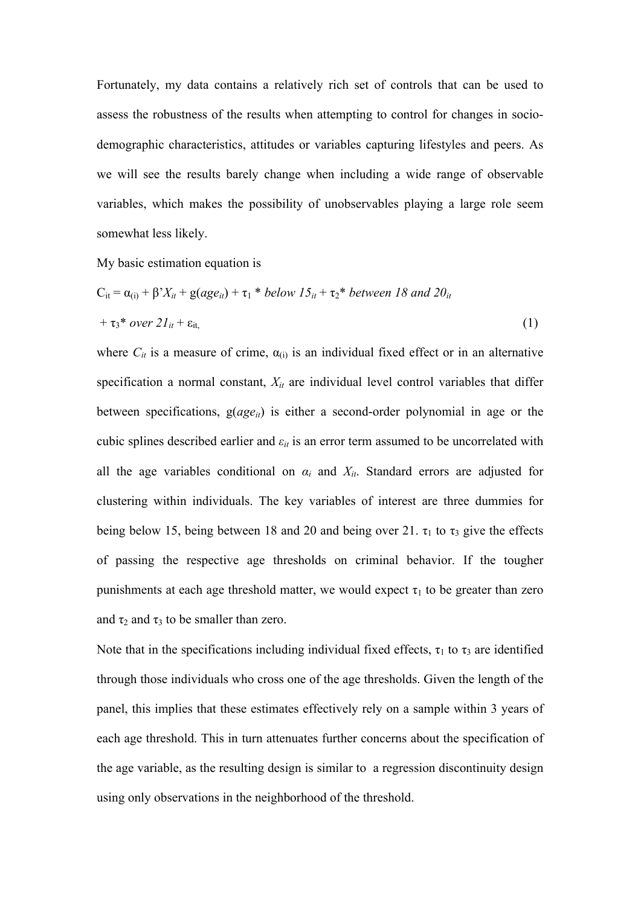Fortunately, my data contains a relatively rich set of controls that can be used to assess the robustness of the results when attempting to control for changes in socio-demographic characteristics, attitudes or variables capturing lifestyles and peers. As we will see the results barely change when including a wide range of observable variables, which makes the possibility of unobservables playing a large role seem somewhat less likely.

My basic estimation equation is

$$C_{it} = \alpha_{(i)} + \beta' X_{it} + g(age_{it}) + \tau_1 * below\ 15_{it} + \tau_2 * between\ 18\ and\ 20_{it} + \tau_3 * over\ 21_{it} + \varepsilon_{it}, \quad (1)$$

where $C_{it}$ is a measure of crime, $\alpha_{(i)}$ is an individual fixed effect or in an alternative specification a normal constant, $X_{it}$ are individual level control variables that differ between specifications, $g(age_{it})$ is either a second-order polynomial in age or the cubic splines described earlier and $\varepsilon_{it}$ is an error term assumed to be uncorrelated with all the age variables conditional on $\alpha_i$ and $X_{it}$. Standard errors are adjusted for clustering within individuals. The key variables of interest are three dummies for being below 15, being between 18 and 20 and being over 21. $\tau_1$ to $\tau_3$ give the effects of passing the respective age thresholds on criminal behavior. If the tougher punishments at each age threshold matter, we would expect $\tau_1$ to be greater than zero and $\tau_2$ and $\tau_3$ to be smaller than zero.

Note that in the specifications including individual fixed effects, $\tau_1$ to $\tau_3$ are identified through those individuals who cross one of the age thresholds. Given the length of the panel, this implies that these estimates effectively rely on a sample within 3 years of each age threshold. This in turn attenuates further concerns about the specification of the age variable, as the resulting design is similar to a regression discontinuity design using only observations in the neighborhood of the threshold.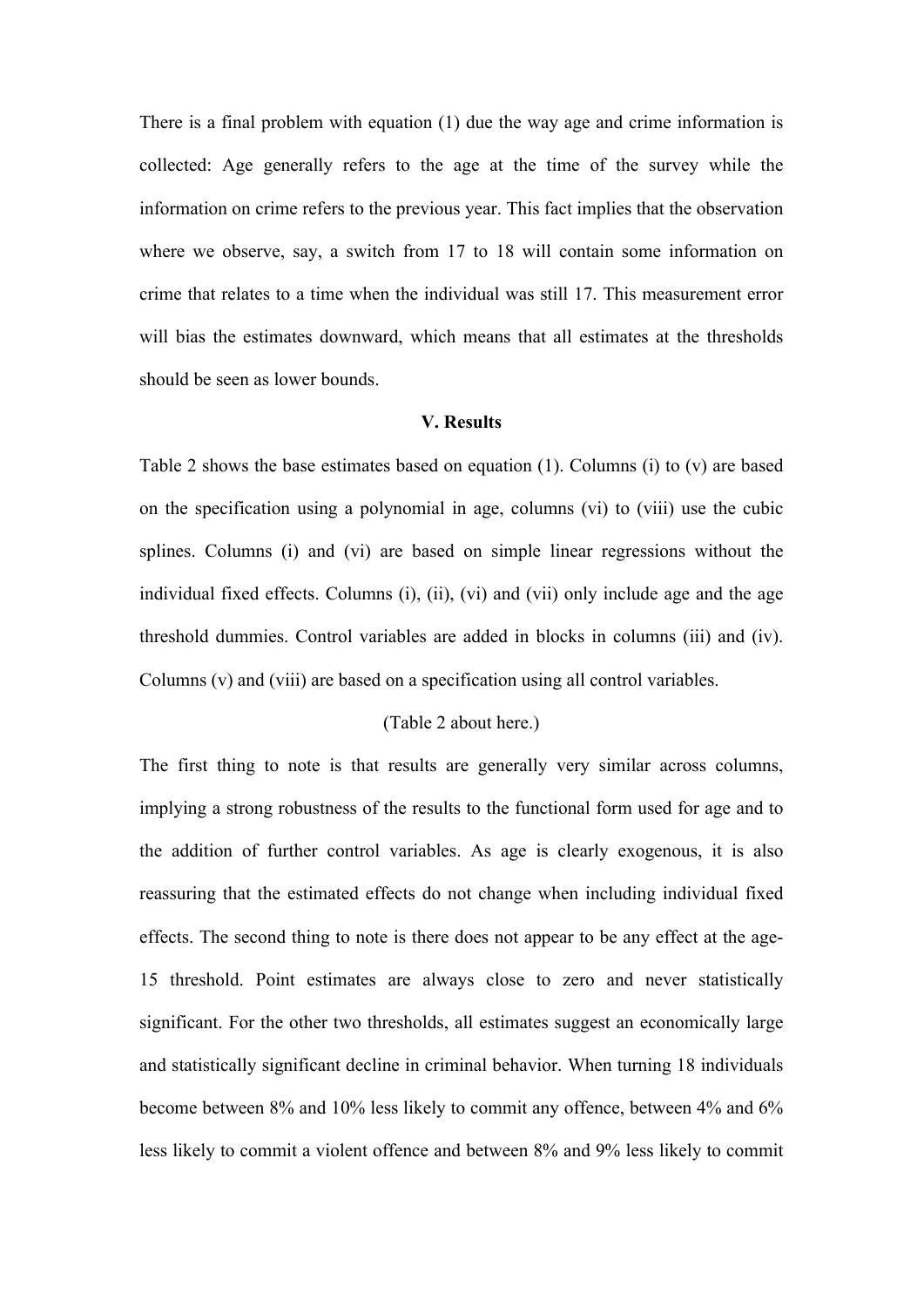There is a final problem with equation (1) due the way age and crime information is collected: Age generally refers to the age at the time of the survey while the information on crime refers to the previous year. This fact implies that the observation where we observe, say, a switch from 17 to 18 will contain some information on crime that relates to a time when the individual was still 17. This measurement error will bias the estimates downward, which means that all estimates at the thresholds should be seen as lower bounds.

## V. Results

Table 2 shows the base estimates based on equation (1). Columns (i) to (v) are based on the specification using a polynomial in age, columns (vi) to (viii) use the cubic splines. Columns (i) and (vi) are based on simple linear regressions without the individual fixed effects. Columns (i), (ii), (vi) and (vii) only include age and the age threshold dummies. Control variables are added in blocks in columns (iii) and (iv). Columns (v) and (viii) are based on a specification using all control variables.

(Table 2 about here.)

The first thing to note is that results are generally very similar across columns, implying a strong robustness of the results to the functional form used for age and to the addition of further control variables. As age is clearly exogenous, it is also reassuring that the estimated effects do not change when including individual fixed effects. The second thing to note is there does not appear to be any effect at the age-15 threshold. Point estimates are always close to zero and never statistically significant. For the other two thresholds, all estimates suggest an economically large and statistically significant decline in criminal behavior. When turning 18 individuals become between 8% and 10% less likely to commit any offence, between 4% and 6% less likely to commit a violent offence and between 8% and 9% less likely to commit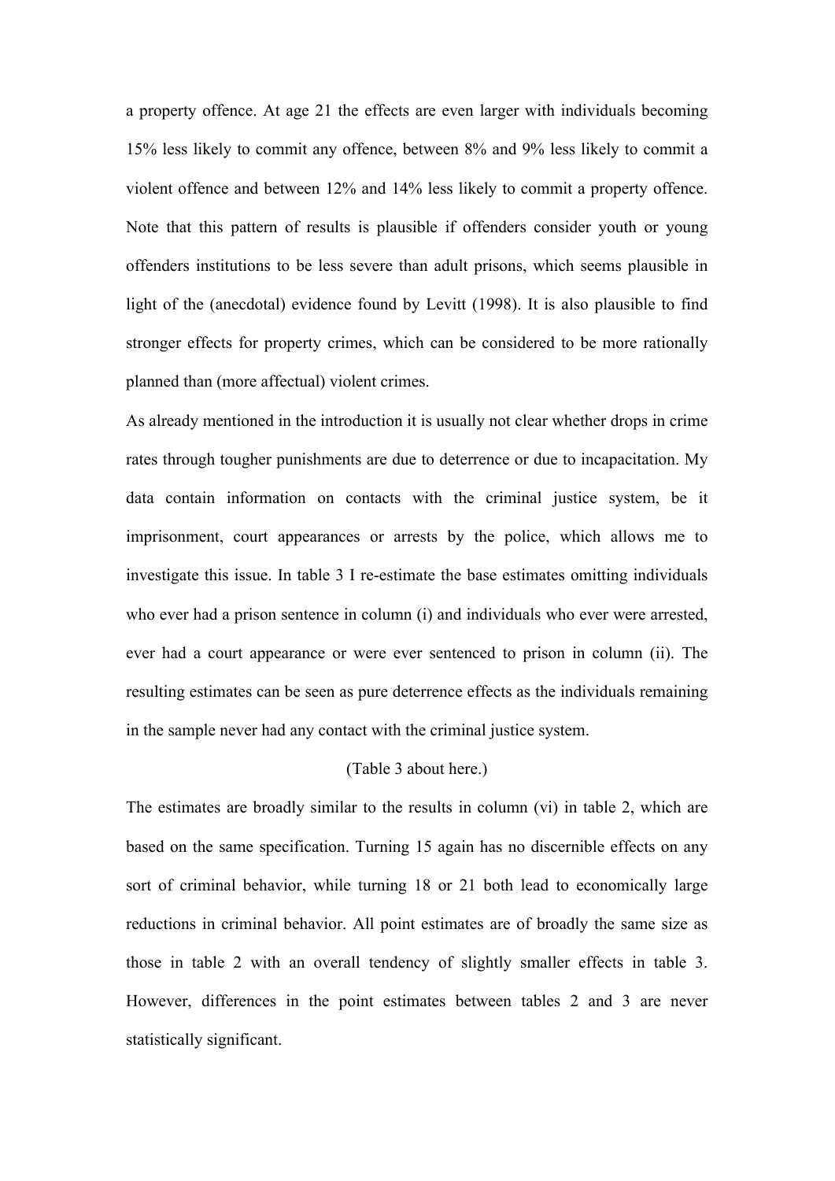a property offence. At age 21 the effects are even larger with individuals becoming 15% less likely to commit any offence, between 8% and 9% less likely to commit a violent offence and between 12% and 14% less likely to commit a property offence. Note that this pattern of results is plausible if offenders consider youth or young offenders institutions to be less severe than adult prisons, which seems plausible in light of the (anecdotal) evidence found by Levitt (1998). It is also plausible to find stronger effects for property crimes, which can be considered to be more rationally planned than (more affectual) violent crimes.

As already mentioned in the introduction it is usually not clear whether drops in crime rates through tougher punishments are due to deterrence or due to incapacitation. My data contain information on contacts with the criminal justice system, be it imprisonment, court appearances or arrests by the police, which allows me to investigate this issue. In table 3 I re-estimate the base estimates omitting individuals who ever had a prison sentence in column (i) and individuals who ever were arrested, ever had a court appearance or were ever sentenced to prison in column (ii). The resulting estimates can be seen as pure deterrence effects as the individuals remaining in the sample never had any contact with the criminal justice system.

(Table 3 about here.)

The estimates are broadly similar to the results in column (vi) in table 2, which are based on the same specification. Turning 15 again has no discernible effects on any sort of criminal behavior, while turning 18 or 21 both lead to economically large reductions in criminal behavior. All point estimates are of broadly the same size as those in table 2 with an overall tendency of slightly smaller effects in table 3. However, differences in the point estimates between tables 2 and 3 are never statistically significant.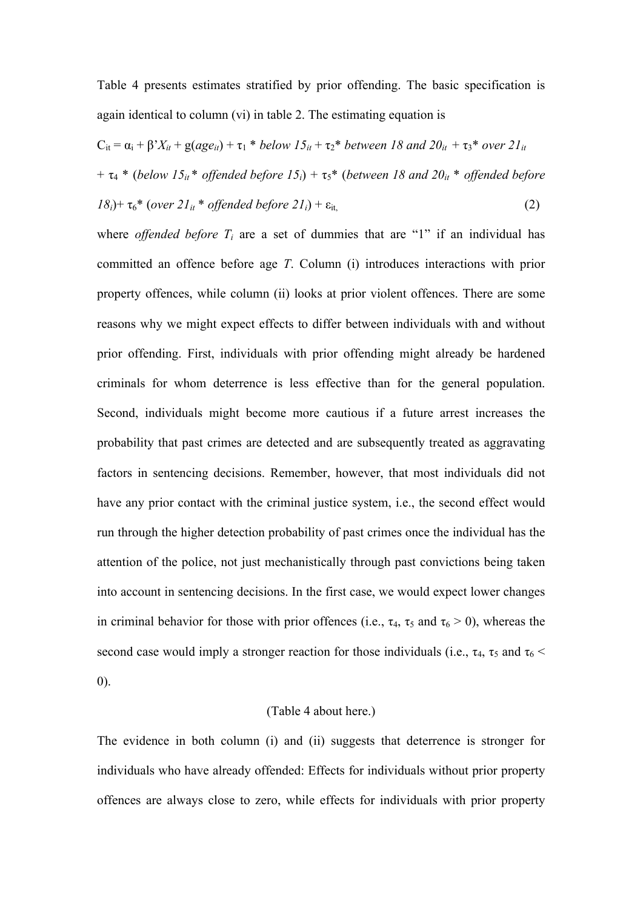Table 4 presents estimates stratified by prior offending. The basic specification is again identical to column (vi) in table 2. The estimating equation is

$$C_{it} = \alpha_i + \beta' X_{it} + g(age_{it}) + \tau_1 * below\ 15_{it} + \tau_2 * between\ 18\ and\ 20_{it} + \tau_3 * over\ 21_{it} + \tau_4 * (below\ 15_{it} * offended\ before\ 15_i) + \tau_5 * (between\ 18\ and\ 20_{it} * offended\ before\ 18_i) + \tau_6 * (over\ 21_{it} * offended\ before\ 21_i) + \varepsilon_{it}, \quad (2)$$

where *offended before* $T_i$ are a set of dummies that are "1" if an individual has committed an offence before age *T*. Column (i) introduces interactions with prior property offences, while column (ii) looks at prior violent offences. There are some reasons why we might expect effects to differ between individuals with and without prior offending. First, individuals with prior offending might already be hardened criminals for whom deterrence is less effective than for the general population. Second, individuals might become more cautious if a future arrest increases the probability that past crimes are detected and are subsequently treated as aggravating factors in sentencing decisions. Remember, however, that most individuals did not have any prior contact with the criminal justice system, i.e., the second effect would run through the higher detection probability of past crimes once the individual has the attention of the police, not just mechanistically through past convictions being taken into account in sentencing decisions. In the first case, we would expect lower changes in criminal behavior for those with prior offences (i.e., $\tau_4$, $\tau_5$ and $\tau_6 > 0$), whereas the second case would imply a stronger reaction for those individuals (i.e., $\tau_4$, $\tau_5$ and $\tau_6 < 0$).

(Table 4 about here.)

The evidence in both column (i) and (ii) suggests that deterrence is stronger for individuals who have already offended: Effects for individuals without prior property offences are always close to zero, while effects for individuals with prior property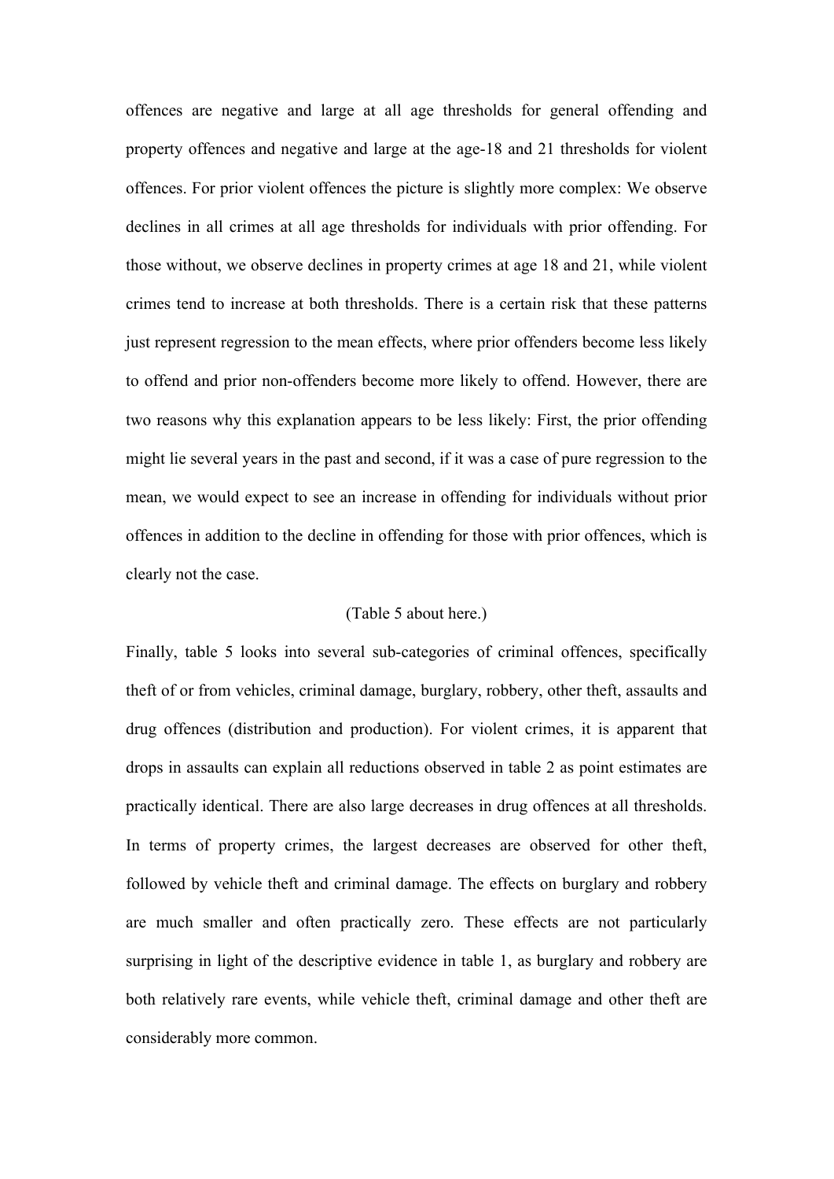offences are negative and large at all age thresholds for general offending and property offences and negative and large at the age-18 and 21 thresholds for violent offences. For prior violent offences the picture is slightly more complex: We observe declines in all crimes at all age thresholds for individuals with prior offending. For those without, we observe declines in property crimes at age 18 and 21, while violent crimes tend to increase at both thresholds. There is a certain risk that these patterns just represent regression to the mean effects, where prior offenders become less likely to offend and prior non-offenders become more likely to offend. However, there are two reasons why this explanation appears to be less likely: First, the prior offending might lie several years in the past and second, if it was a case of pure regression to the mean, we would expect to see an increase in offending for individuals without prior offences in addition to the decline in offending for those with prior offences, which is clearly not the case.

(Table 5 about here.)

Finally, table 5 looks into several sub-categories of criminal offences, specifically theft of or from vehicles, criminal damage, burglary, robbery, other theft, assaults and drug offences (distribution and production). For violent crimes, it is apparent that drops in assaults can explain all reductions observed in table 2 as point estimates are practically identical. There are also large decreases in drug offences at all thresholds. In terms of property crimes, the largest decreases are observed for other theft, followed by vehicle theft and criminal damage. The effects on burglary and robbery are much smaller and often practically zero. These effects are not particularly surprising in light of the descriptive evidence in table 1, as burglary and robbery are both relatively rare events, while vehicle theft, criminal damage and other theft are considerably more common.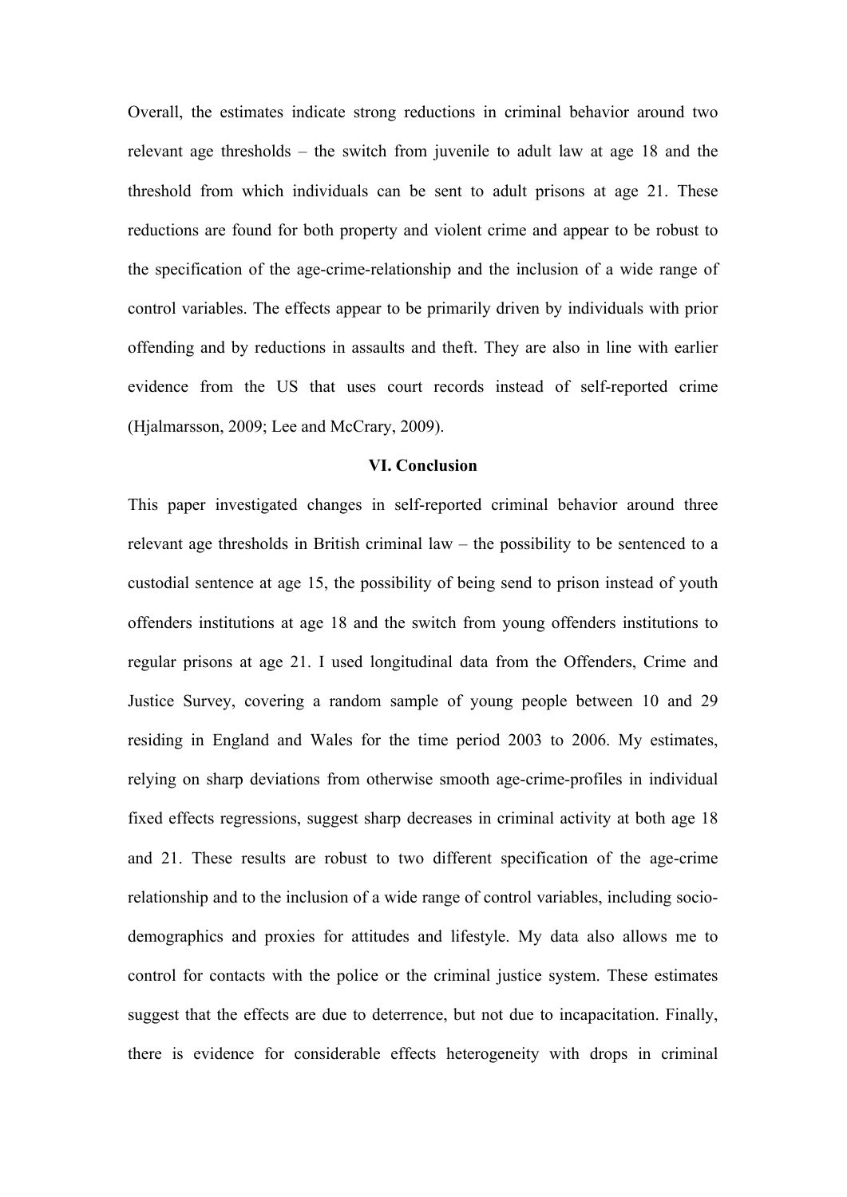Overall, the estimates indicate strong reductions in criminal behavior around two relevant age thresholds – the switch from juvenile to adult law at age 18 and the threshold from which individuals can be sent to adult prisons at age 21. These reductions are found for both property and violent crime and appear to be robust to the specification of the age-crime-relationship and the inclusion of a wide range of control variables. The effects appear to be primarily driven by individuals with prior offending and by reductions in assaults and theft. They are also in line with earlier evidence from the US that uses court records instead of self-reported crime (Hjalmarsson, 2009; Lee and McCrary, 2009).

## VI. Conclusion

This paper investigated changes in self-reported criminal behavior around three relevant age thresholds in British criminal law – the possibility to be sentenced to a custodial sentence at age 15, the possibility of being send to prison instead of youth offenders institutions at age 18 and the switch from young offenders institutions to regular prisons at age 21. I used longitudinal data from the Offenders, Crime and Justice Survey, covering a random sample of young people between 10 and 29 residing in England and Wales for the time period 2003 to 2006. My estimates, relying on sharp deviations from otherwise smooth age-crime-profiles in individual fixed effects regressions, suggest sharp decreases in criminal activity at both age 18 and 21. These results are robust to two different specification of the age-crime relationship and to the inclusion of a wide range of control variables, including socio-demographics and proxies for attitudes and lifestyle. My data also allows me to control for contacts with the police or the criminal justice system. These estimates suggest that the effects are due to deterrence, but not due to incapacitation. Finally, there is evidence for considerable effects heterogeneity with drops in criminal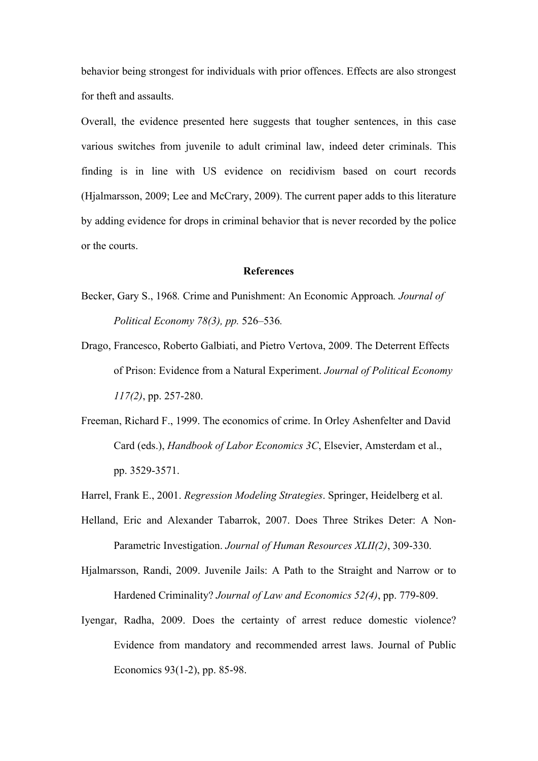behavior being strongest for individuals with prior offences. Effects are also strongest for theft and assaults.

Overall, the evidence presented here suggests that tougher sentences, in this case various switches from juvenile to adult criminal law, indeed deter criminals. This finding is in line with US evidence on recidivism based on court records (Hjalmarsson, 2009; Lee and McCrary, 2009). The current paper adds to this literature by adding evidence for drops in criminal behavior that is never recorded by the police or the courts.

## References

Becker, Gary S., 1968. Crime and Punishment: An Economic Approach. *Journal of Political Economy 78(3), pp.* 526–536.

Drago, Francesco, Roberto Galbiati, and Pietro Vertova, 2009. The Deterrent Effects of Prison: Evidence from a Natural Experiment. *Journal of Political Economy 117(2)*, pp. 257-280.

Freeman, Richard F., 1999. The economics of crime. In Orley Ashenfelter and David Card (eds.), *Handbook of Labor Economics 3C*, Elsevier, Amsterdam et al., pp. 3529-3571.

Harrel, Frank E., 2001. *Regression Modeling Strategies*. Springer, Heidelberg et al.

Helland, Eric and Alexander Tabarrok, 2007. Does Three Strikes Deter: A Non-Parametric Investigation. *Journal of Human Resources XLII(2)*, 309-330.

Hjalmarsson, Randi, 2009. Juvenile Jails: A Path to the Straight and Narrow or to Hardened Criminality? *Journal of Law and Economics 52(4)*, pp. 779-809.

Iyengar, Radha, 2009. Does the certainty of arrest reduce domestic violence? Evidence from mandatory and recommended arrest laws. Journal of Public Economics 93(1-2), pp. 85-98.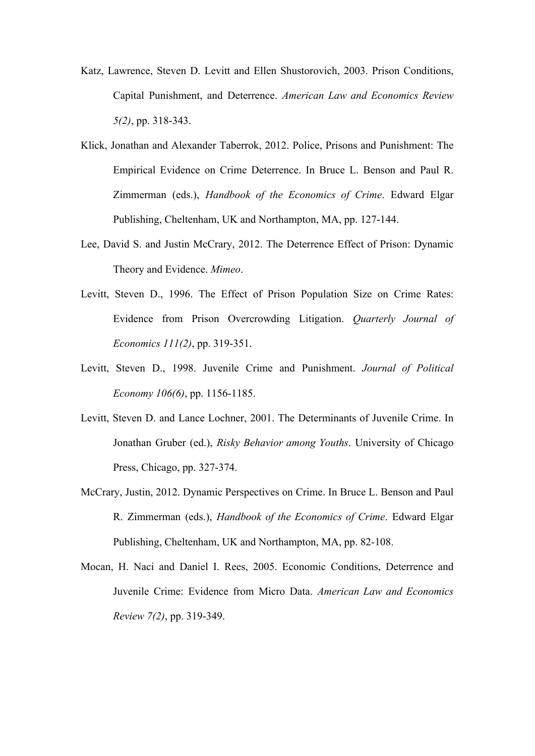Katz, Lawrence, Steven D. Levitt and Ellen Shustorovich, 2003. Prison Conditions, Capital Punishment, and Deterrence. *American Law and Economics Review 5(2)*, pp. 318-343.

Klick, Jonathan and Alexander Taberrok, 2012. Police, Prisons and Punishment: The Empirical Evidence on Crime Deterrence. In Bruce L. Benson and Paul R. Zimmerman (eds.), *Handbook of the Economics of Crime*. Edward Elgar Publishing, Cheltenham, UK and Northampton, MA, pp. 127-144.

Lee, David S. and Justin McCrary, 2012. The Deterrence Effect of Prison: Dynamic Theory and Evidence. *Mimeo*.

Levitt, Steven D., 1996. The Effect of Prison Population Size on Crime Rates: Evidence from Prison Overcrowding Litigation. *Quarterly Journal of Economics 111(2)*, pp. 319-351.

Levitt, Steven D., 1998. Juvenile Crime and Punishment. *Journal of Political Economy 106(6)*, pp. 1156-1185.

Levitt, Steven D. and Lance Lochner, 2001. The Determinants of Juvenile Crime. In Jonathan Gruber (ed.), *Risky Behavior among Youths*. University of Chicago Press, Chicago, pp. 327-374.

McCrary, Justin, 2012. Dynamic Perspectives on Crime. In Bruce L. Benson and Paul R. Zimmerman (eds.), *Handbook of the Economics of Crime*. Edward Elgar Publishing, Cheltenham, UK and Northampton, MA, pp. 82-108.

Mocan, H. Naci and Daniel I. Rees, 2005. Economic Conditions, Deterrence and Juvenile Crime: Evidence from Micro Data. *American Law and Economics Review 7(2)*, pp. 319-349.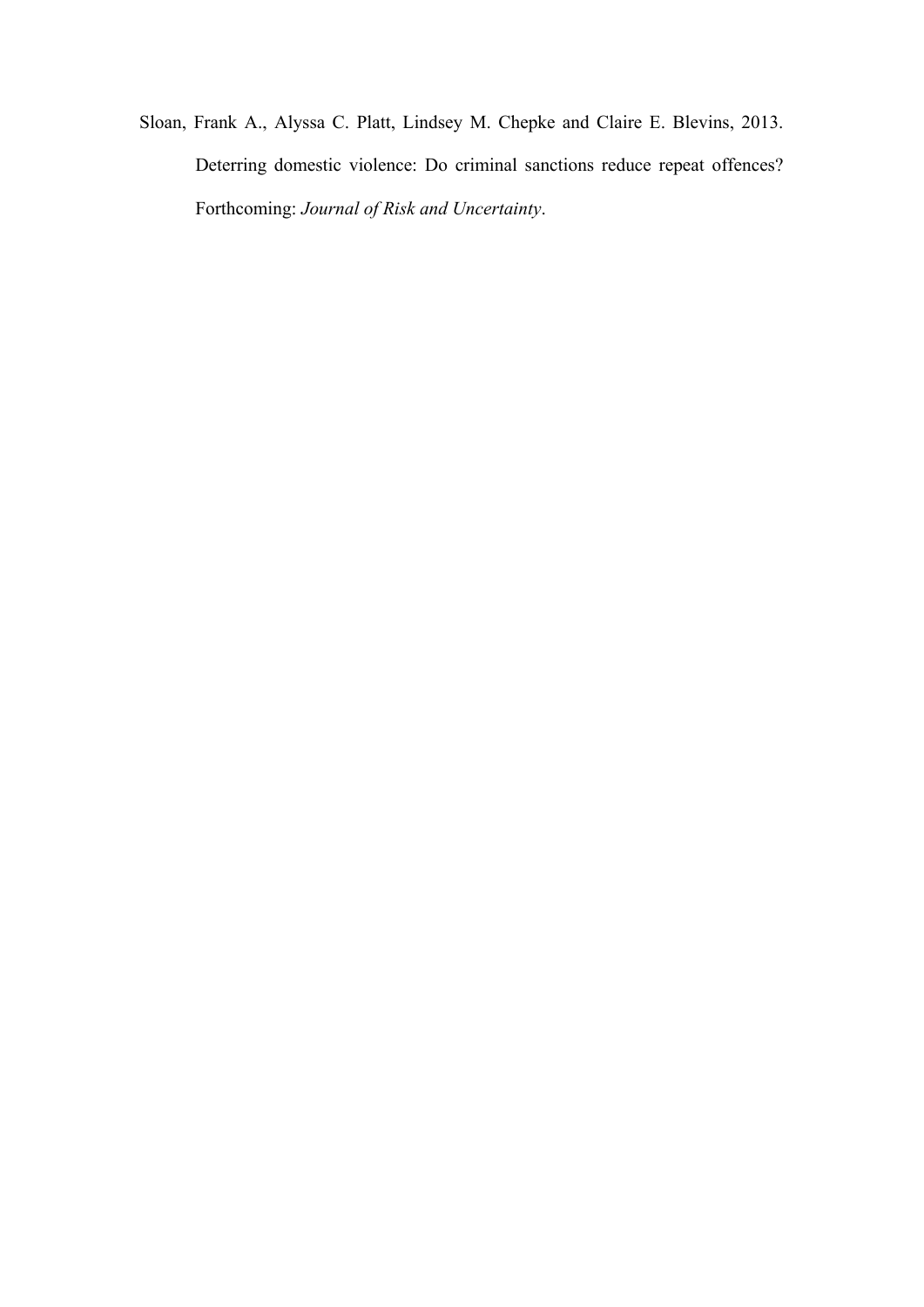Sloan, Frank A., Alyssa C. Platt, Lindsey M. Chepke and Claire E. Blevins, 2013. Deterring domestic violence: Do criminal sanctions reduce repeat offences? Forthcoming: *Journal of Risk and Uncertainty*.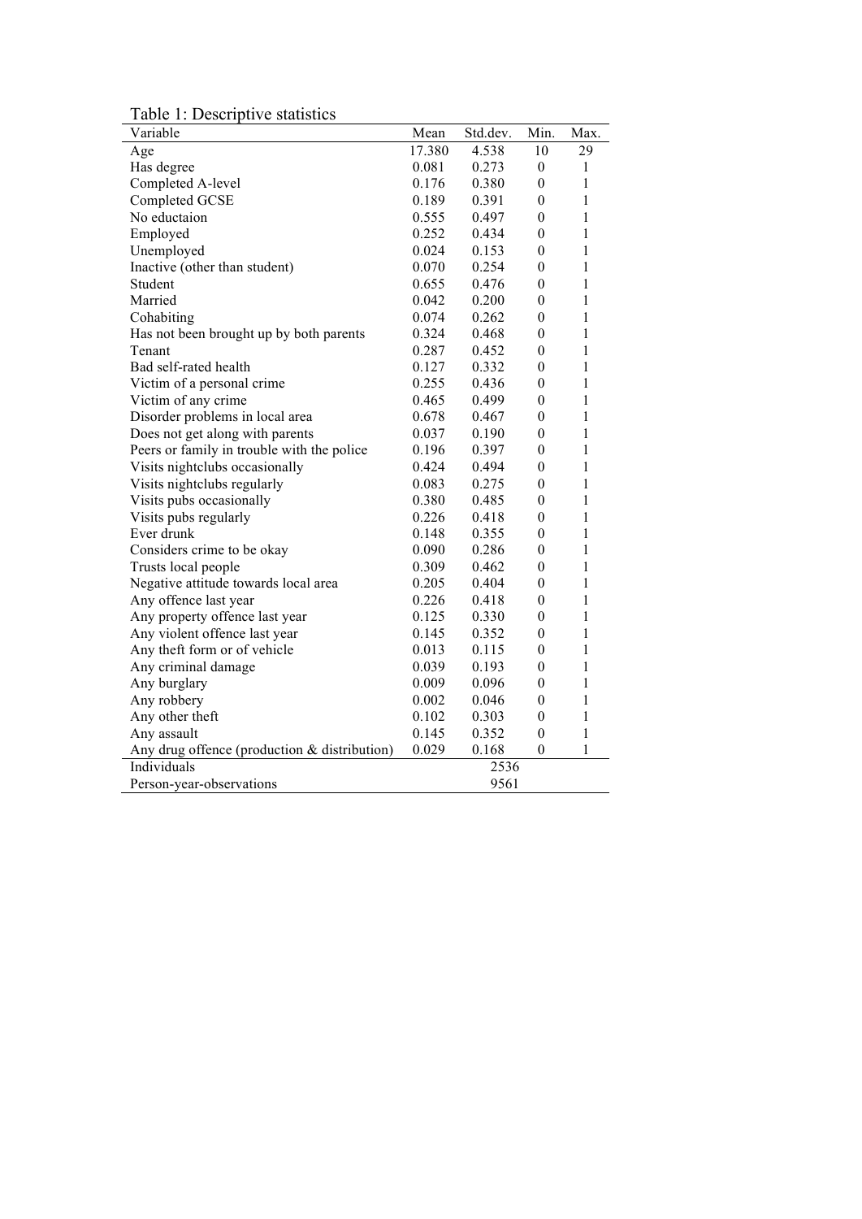Table 1: Descriptive statistics

| Variable | Mean | Std.dev. | Min. | Max. |
|---|---|---|---|---|
| Age | 17.380 | 4.538 | 10 | 29 |
| Has degree | 0.081 | 0.273 | 0 | 1 |
| Completed A-level | 0.176 | 0.380 | 0 | 1 |
| Completed GCSE | 0.189 | 0.391 | 0 | 1 |
| No eductaion | 0.555 | 0.497 | 0 | 1 |
| Employed | 0.252 | 0.434 | 0 | 1 |
| Unemployed | 0.024 | 0.153 | 0 | 1 |
| Inactive (other than student) | 0.070 | 0.254 | 0 | 1 |
| Student | 0.655 | 0.476 | 0 | 1 |
| Married | 0.042 | 0.200 | 0 | 1 |
| Cohabiting | 0.074 | 0.262 | 0 | 1 |
| Has not been brought up by both parents | 0.324 | 0.468 | 0 | 1 |
| Tenant | 0.287 | 0.452 | 0 | 1 |
| Bad self-rated health | 0.127 | 0.332 | 0 | 1 |
| Victim of a personal crime | 0.255 | 0.436 | 0 | 1 |
| Victim of any crime | 0.465 | 0.499 | 0 | 1 |
| Disorder problems in local area | 0.678 | 0.467 | 0 | 1 |
| Does not get along with parents | 0.037 | 0.190 | 0 | 1 |
| Peers or family in trouble with the police | 0.196 | 0.397 | 0 | 1 |
| Visits nightclubs occasionally | 0.424 | 0.494 | 0 | 1 |
| Visits nightclubs regularly | 0.083 | 0.275 | 0 | 1 |
| Visits pubs occasionally | 0.380 | 0.485 | 0 | 1 |
| Visits pubs regularly | 0.226 | 0.418 | 0 | 1 |
| Ever drunk | 0.148 | 0.355 | 0 | 1 |
| Considers crime to be okay | 0.090 | 0.286 | 0 | 1 |
| Trusts local people | 0.309 | 0.462 | 0 | 1 |
| Negative attitude towards local area | 0.205 | 0.404 | 0 | 1 |
| Any offence last year | 0.226 | 0.418 | 0 | 1 |
| Any property offence last year | 0.125 | 0.330 | 0 | 1 |
| Any violent offence last year | 0.145 | 0.352 | 0 | 1 |
| Any theft form or of vehicle | 0.013 | 0.115 | 0 | 1 |
| Any criminal damage | 0.039 | 0.193 | 0 | 1 |
| Any burglary | 0.009 | 0.096 | 0 | 1 |
| Any robbery | 0.002 | 0.046 | 0 | 1 |
| Any other theft | 0.102 | 0.303 | 0 | 1 |
| Any assault | 0.145 | 0.352 | 0 | 1 |
| Any drug offence (production & distribution) | 0.029 | 0.168 | 0 | 1 |
| Individuals | | 2536 | | |
| Person-year-observations | | 9561 | | |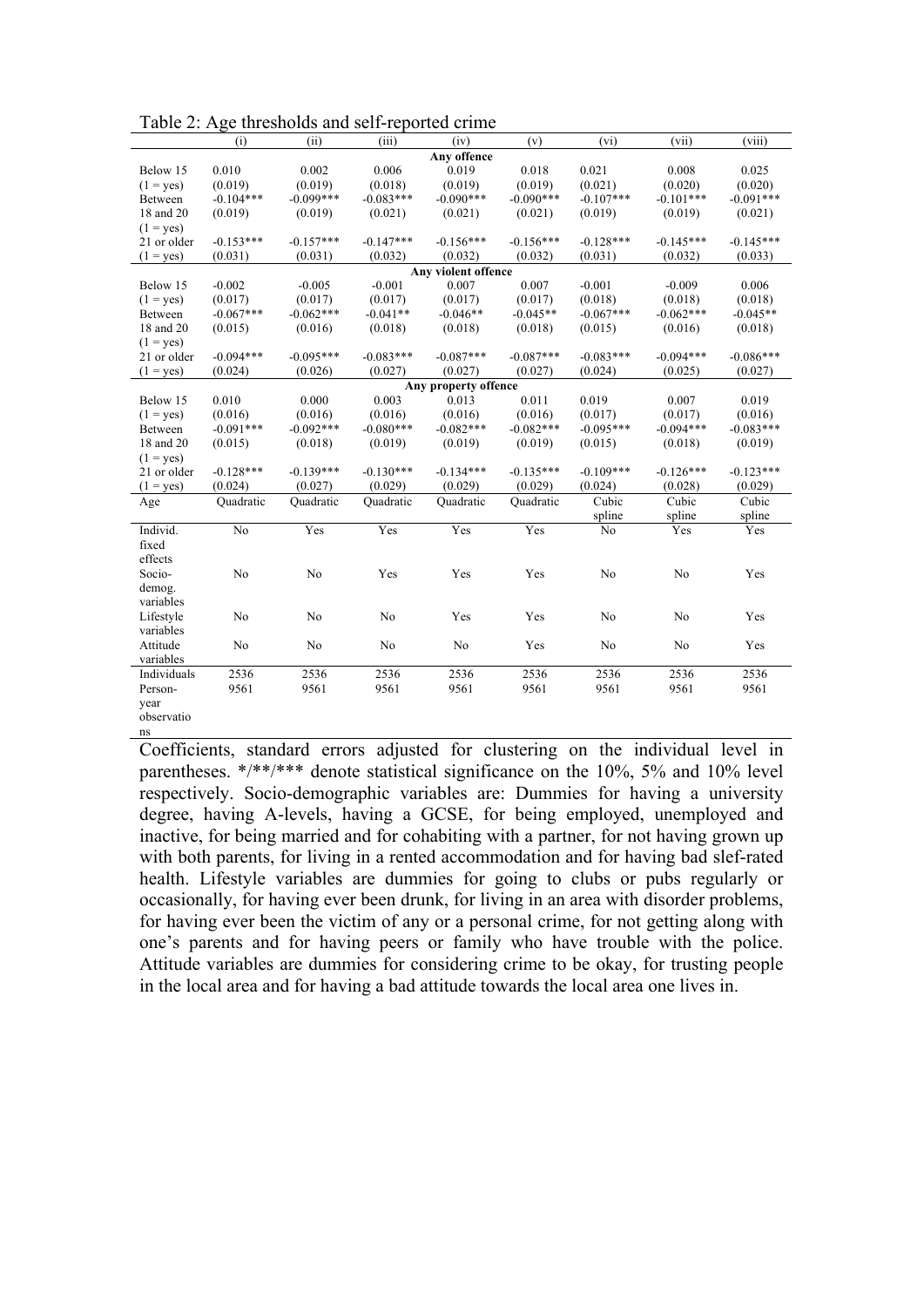Table 2: Age thresholds and self-reported crime

| | (i) | (ii) | (iii) | (iv) | (v) | (vi) | (vii) | (viii) |
|---|---|---|---|---|---|---|---|---|
| | | | | **Any offence** | | | | |
| Below 15 | 0.010 | 0.002 | 0.006 | 0.019 | 0.018 | 0.021 | 0.008 | 0.025 |
| (1 = yes) | (0.019) | (0.019) | (0.018) | (0.019) | (0.019) | (0.021) | (0.020) | (0.020) |
| Between 18 and 20 | -0.104*** | -0.099*** | -0.083*** | -0.090*** | -0.090*** | -0.107*** | -0.101*** | -0.091*** |
| (1 = yes) | (0.019) | (0.019) | (0.021) | (0.021) | (0.021) | (0.019) | (0.019) | (0.021) |
| 21 or older | -0.153*** | -0.157*** | -0.147*** | -0.156*** | -0.156*** | -0.128*** | -0.145*** | -0.145*** |
| (1 = yes) | (0.031) | (0.031) | (0.032) | (0.032) | (0.032) | (0.031) | (0.032) | (0.033) |
| | | | | **Any violent offence** | | | | |
| Below 15 | -0.002 | -0.005 | -0.001 | 0.007 | 0.007 | -0.001 | -0.009 | 0.006 |
| (1 = yes) | (0.017) | (0.017) | (0.017) | (0.017) | (0.017) | (0.018) | (0.018) | (0.018) |
| Between 18 and 20 | -0.067*** | -0.062*** | -0.041** | -0.046** | -0.045** | -0.067*** | -0.062*** | -0.045** |
| (1 = yes) | (0.015) | (0.016) | (0.018) | (0.018) | (0.018) | (0.015) | (0.016) | (0.018) |
| 21 or older | -0.094*** | -0.095*** | -0.083*** | -0.087*** | -0.087*** | -0.083*** | -0.094*** | -0.086*** |
| (1 = yes) | (0.024) | (0.026) | (0.027) | (0.027) | (0.027) | (0.024) | (0.025) | (0.027) |
| | | | | **Any property offence** | | | | |
| Below 15 | 0.010 | 0.000 | 0.003 | 0.013 | 0.011 | 0.019 | 0.007 | 0.019 |
| (1 = yes) | (0.016) | (0.016) | (0.016) | (0.016) | (0.016) | (0.017) | (0.017) | (0.016) |
| Between 18 and 20 | -0.091*** | -0.092*** | -0.080*** | -0.082*** | -0.082*** | -0.095*** | -0.094*** | -0.083*** |
| (1 = yes) | (0.015) | (0.018) | (0.019) | (0.019) | (0.019) | (0.015) | (0.018) | (0.019) |
| 21 or older | -0.128*** | -0.139*** | -0.130*** | -0.134*** | -0.135*** | -0.109*** | -0.126*** | -0.123*** |
| (1 = yes) | (0.024) | (0.027) | (0.029) | (0.029) | (0.029) | (0.024) | (0.028) | (0.029) |
| Age | Quadratic | Quadratic | Quadratic | Quadratic | Quadratic | Cubic spline | Cubic spline | Cubic spline |
| Individ. fixed effects | No | Yes | Yes | Yes | Yes | No | Yes | Yes |
| Socio-demog. variables | No | No | Yes | Yes | Yes | No | No | Yes |
| Lifestyle variables | No | No | No | Yes | Yes | No | No | Yes |
| Attitude variables | No | No | No | No | Yes | No | No | Yes |
| Individuals | 2536 | 2536 | 2536 | 2536 | 2536 | 2536 | 2536 | 2536 |
| Person-year observations | 9561 | 9561 | 9561 | 9561 | 9561 | 9561 | 9561 | 9561 |

Coefficients, standard errors adjusted for clustering on the individual level in parentheses. */**/*** denote statistical significance on the 10%, 5% and 10% level respectively. Socio-demographic variables are: Dummies for having a university degree, having A-levels, having a GCSE, for being employed, unemployed and inactive, for being married and for cohabiting with a partner, for not having grown up with both parents, for living in a rented accommodation and for having bad slef-rated health. Lifestyle variables are dummies for going to clubs or pubs regularly or occasionally, for having ever been drunk, for living in an area with disorder problems, for having ever been the victim of any or a personal crime, for not getting along with one's parents and for having peers or family who have trouble with the police. Attitude variables are dummies for considering crime to be okay, for trusting people in the local area and for having a bad attitude towards the local area one lives in.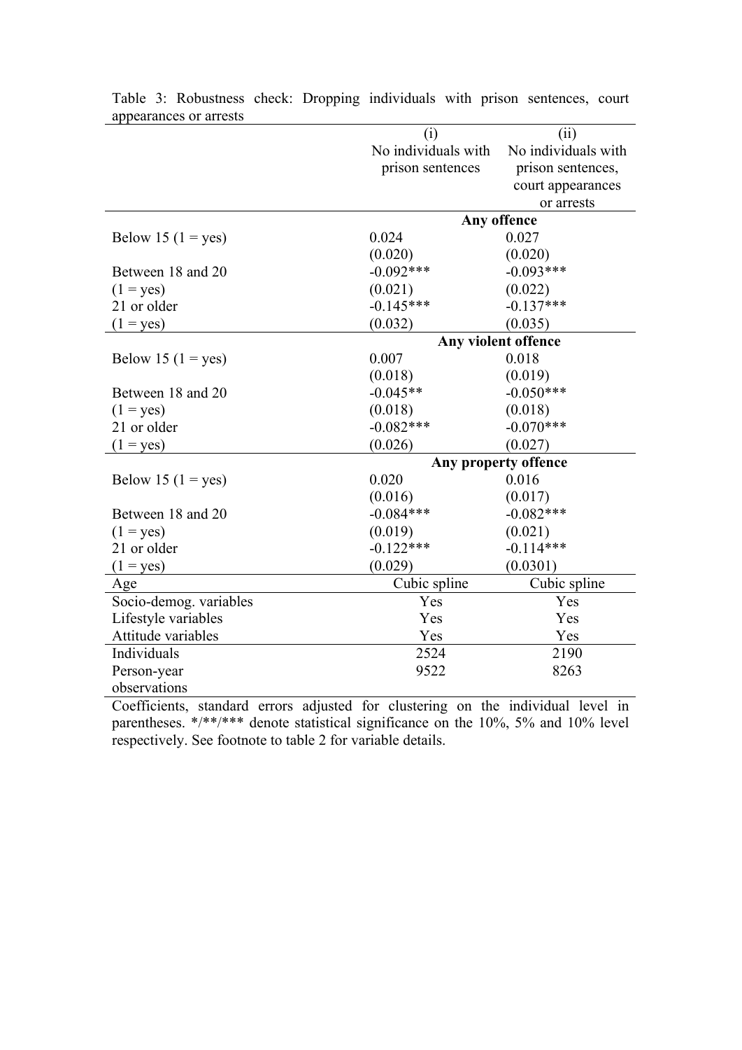Table 3: Robustness check: Dropping individuals with prison sentences, court appearances or arrests

| | (i) No individuals with prison sentences | (ii) No individuals with prison sentences, court appearances or arrests |
|---|---|---|
| | **Any offence** | |
| Below 15 (1 = yes) | 0.024 | 0.027 |
| | (0.020) | (0.020) |
| Between 18 and 20 (1 = yes) | -0.092*** | -0.093*** |
| | (0.021) | (0.022) |
| 21 or older (1 = yes) | -0.145*** | -0.137*** |
| | (0.032) | (0.035) |
| | **Any violent offence** | |
| Below 15 (1 = yes) | 0.007 | 0.018 |
| | (0.018) | (0.019) |
| Between 18 and 20 (1 = yes) | -0.045** | -0.050*** |
| | (0.018) | (0.018) |
| 21 or older (1 = yes) | -0.082*** | -0.070*** |
| | (0.026) | (0.027) |
| | **Any property offence** | |
| Below 15 (1 = yes) | 0.020 | 0.016 |
| | (0.016) | (0.017) |
| Between 18 and 20 (1 = yes) | -0.084*** | -0.082*** |
| | (0.019) | (0.021) |
| 21 or older (1 = yes) | -0.122*** | -0.114*** |
| | (0.029) | (0.0301) |
| Age | Cubic spline | Cubic spline |
| Socio-demog. variables | Yes | Yes |
| Lifestyle variables | Yes | Yes |
| Attitude variables | Yes | Yes |
| Individuals | 2524 | 2190 |
| Person-year observations | 9522 | 8263 |

Coefficients, standard errors adjusted for clustering on the individual level in parentheses. */**/*** denote statistical significance on the 10%, 5% and 10% level respectively. See footnote to table 2 for variable details.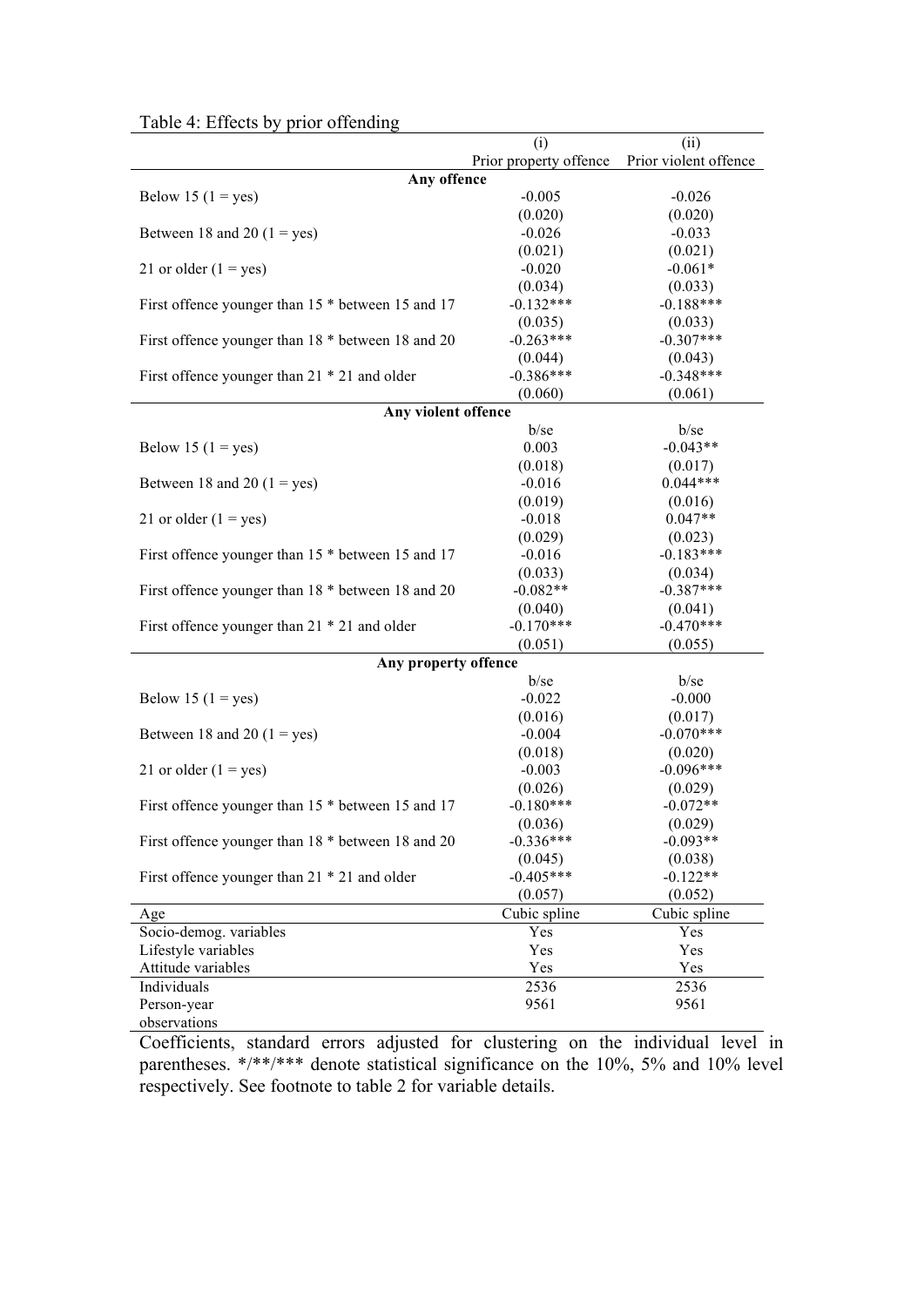Table 4: Effects by prior offending

| | (i) | (ii) |
|---|---|---|
| | Prior property offence | Prior violent offence |
| **Any offence** | | |
| Below 15 (1 = yes) | -0.005 | -0.026 |
| | (0.020) | (0.020) |
| Between 18 and 20 (1 = yes) | -0.026 | -0.033 |
| | (0.021) | (0.021) |
| 21 or older (1 = yes) | -0.020 | -0.061* |
| | (0.034) | (0.033) |
| First offence younger than 15 * between 15 and 17 | -0.132*** | -0.188*** |
| | (0.035) | (0.033) |
| First offence younger than 18 * between 18 and 20 | -0.263*** | -0.307*** |
| | (0.044) | (0.043) |
| First offence younger than 21 * 21 and older | -0.386*** | -0.348*** |
| | (0.060) | (0.061) |
| **Any violent offence** | | |
| | b/se | b/se |
| Below 15 (1 = yes) | 0.003 | -0.043** |
| | (0.018) | (0.017) |
| Between 18 and 20 (1 = yes) | -0.016 | 0.044*** |
| | (0.019) | (0.016) |
| 21 or older (1 = yes) | -0.018 | 0.047** |
| | (0.029) | (0.023) |
| First offence younger than 15 * between 15 and 17 | -0.016 | -0.183*** |
| | (0.033) | (0.034) |
| First offence younger than 18 * between 18 and 20 | -0.082** | -0.387*** |
| | (0.040) | (0.041) |
| First offence younger than 21 * 21 and older | -0.170*** | -0.470*** |
| | (0.051) | (0.055) |
| **Any property offence** | | |
| | b/se | b/se |
| Below 15 (1 = yes) | -0.022 | -0.000 |
| | (0.016) | (0.017) |
| Between 18 and 20 (1 = yes) | -0.004 | -0.070*** |
| | (0.018) | (0.020) |
| 21 or older (1 = yes) | -0.003 | -0.096*** |
| | (0.026) | (0.029) |
| First offence younger than 15 * between 15 and 17 | -0.180*** | -0.072** |
| | (0.036) | (0.029) |
| First offence younger than 18 * between 18 and 20 | -0.336*** | -0.093** |
| | (0.045) | (0.038) |
| First offence younger than 21 * 21 and older | -0.405*** | -0.122** |
| | (0.057) | (0.052) |
| Age | Cubic spline | Cubic spline |
| Socio-demog. variables | Yes | Yes |
| Lifestyle variables | Yes | Yes |
| Attitude variables | Yes | Yes |
| Individuals | 2536 | 2536 |
| Person-year observations | 9561 | 9561 |

Coefficients, standard errors adjusted for clustering on the individual level in parentheses. */**/*** denote statistical significance on the 10%, 5% and 10% level respectively. See footnote to table 2 for variable details.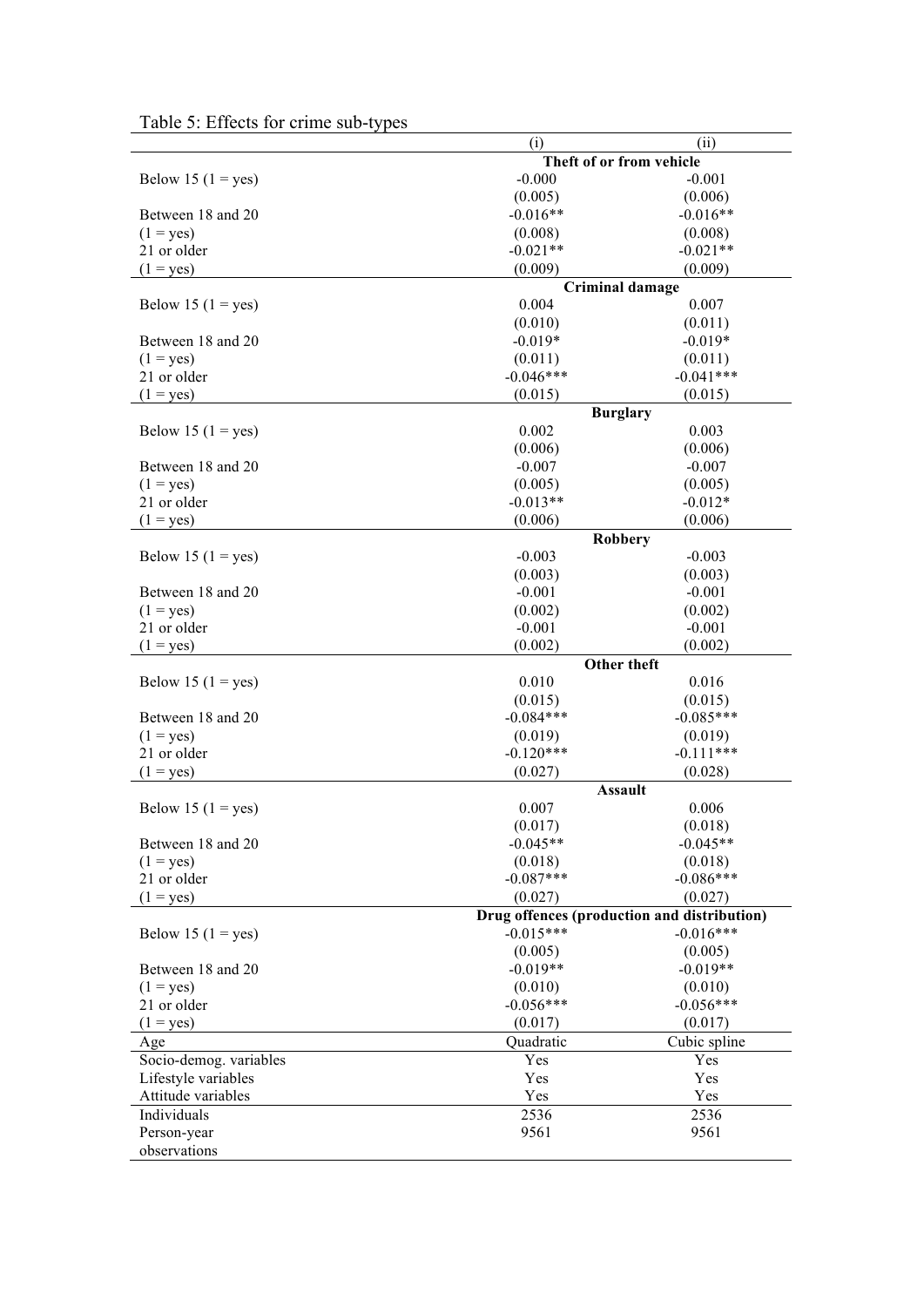Table 5: Effects for crime sub-types

| | (i) | (ii) |
|---|---|---|
| | **Theft of or from vehicle** | |
| Below 15 (1 = yes) | -0.000 | -0.001 |
| | (0.005) | (0.006) |
| Between 18 and 20 (1 = yes) | -0.016** | -0.016** |
| | (0.008) | (0.008) |
| 21 or older (1 = yes) | -0.021** | -0.021** |
| | (0.009) | (0.009) |
| | **Criminal damage** | |
| Below 15 (1 = yes) | 0.004 | 0.007 |
| | (0.010) | (0.011) |
| Between 18 and 20 (1 = yes) | -0.019* | -0.019* |
| | (0.011) | (0.011) |
| 21 or older (1 = yes) | -0.046*** | -0.041*** |
| | (0.015) | (0.015) |
| | **Burglary** | |
| Below 15 (1 = yes) | 0.002 | 0.003 |
| | (0.006) | (0.006) |
| Between 18 and 20 (1 = yes) | -0.007 | -0.007 |
| | (0.005) | (0.005) |
| 21 or older (1 = yes) | -0.013** | -0.012* |
| | (0.006) | (0.006) |
| | **Robbery** | |
| Below 15 (1 = yes) | -0.003 | -0.003 |
| | (0.003) | (0.003) |
| Between 18 and 20 (1 = yes) | -0.001 | -0.001 |
| | (0.002) | (0.002) |
| 21 or older (1 = yes) | -0.001 | -0.001 |
| | (0.002) | (0.002) |
| | **Other theft** | |
| Below 15 (1 = yes) | 0.010 | 0.016 |
| | (0.015) | (0.015) |
| Between 18 and 20 (1 = yes) | -0.084*** | -0.085*** |
| | (0.019) | (0.019) |
| 21 or older (1 = yes) | -0.120*** | -0.111*** |
| | (0.027) | (0.028) |
| | **Assault** | |
| Below 15 (1 = yes) | 0.007 | 0.006 |
| | (0.017) | (0.018) |
| Between 18 and 20 (1 = yes) | -0.045** | -0.045** |
| | (0.018) | (0.018) |
| 21 or older (1 = yes) | -0.087*** | -0.086*** |
| | (0.027) | (0.027) |
| | **Drug offences (production and distribution)** | |
| Below 15 (1 = yes) | -0.015*** | -0.016*** |
| | (0.005) | (0.005) |
| Between 18 and 20 (1 = yes) | -0.019** | -0.019** |
| | (0.010) | (0.010) |
| 21 or older (1 = yes) | -0.056*** | -0.056*** |
| | (0.017) | (0.017) |
| Age | Quadratic | Cubic spline |
| Socio-demog. variables | Yes | Yes |
| Lifestyle variables | Yes | Yes |
| Attitude variables | Yes | Yes |
| Individuals | 2536 | 2536 |
| Person-year observations | 9561 | 9561 |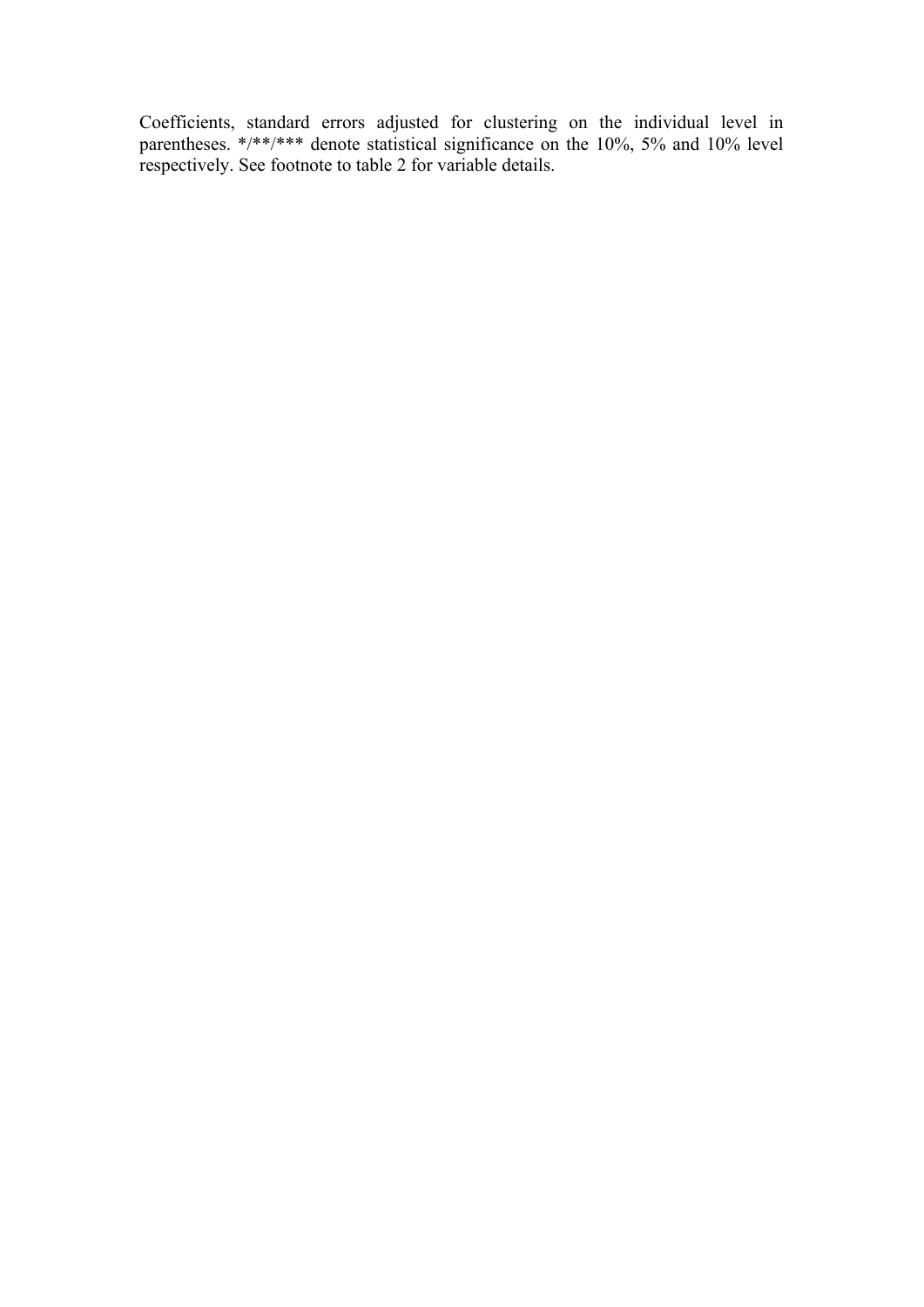Coefficients, standard errors adjusted for clustering on the individual level in parentheses. */**/*** denote statistical significance on the 10%, 5% and 10% level respectively. See footnote to table 2 for variable details.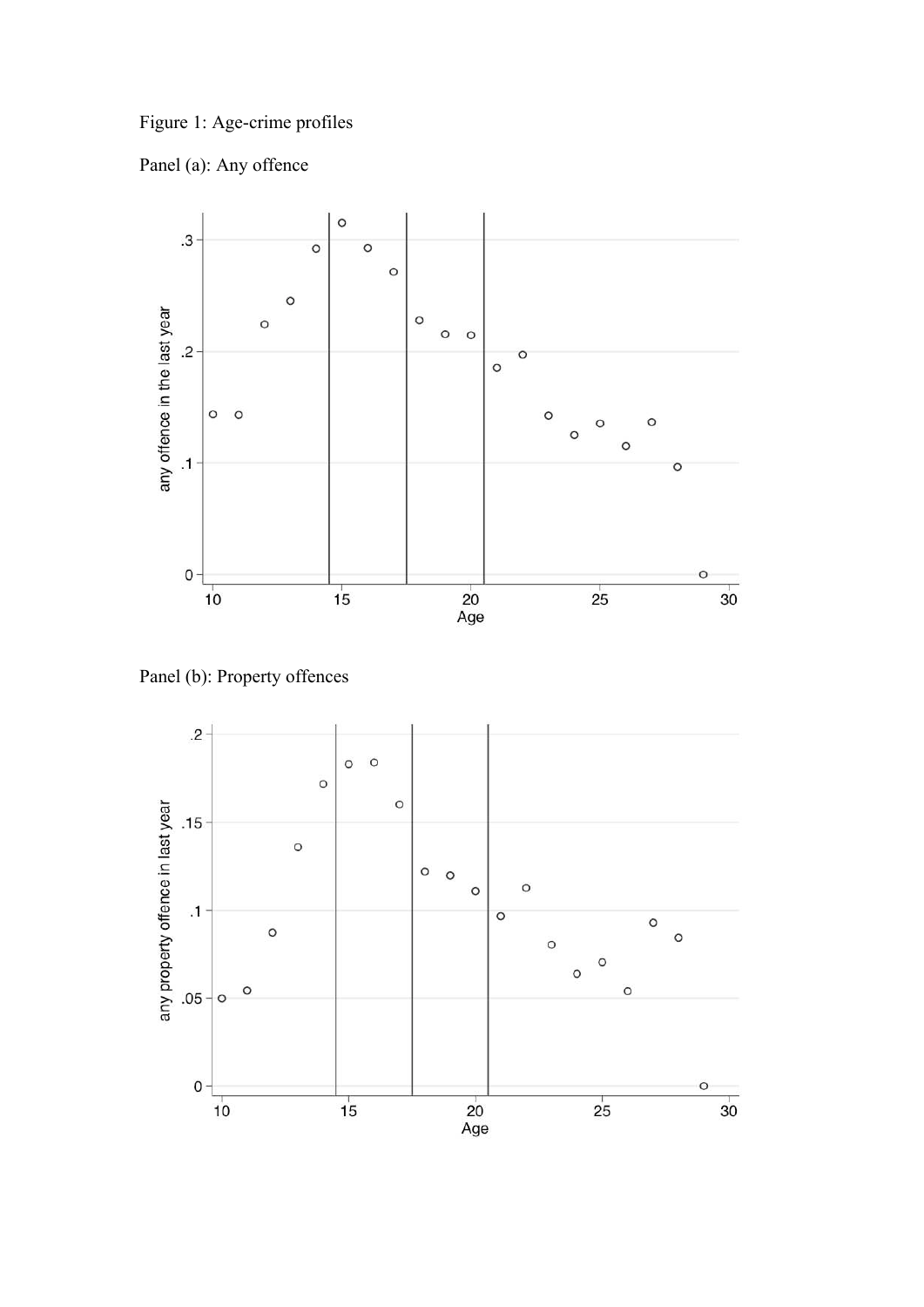Figure 1: Age-crime profiles

Panel (a): Any offence

Panel (b): Property offences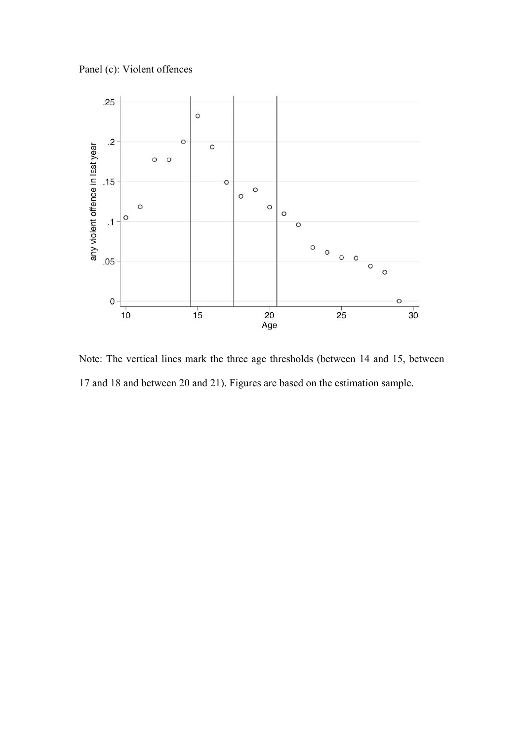Panel (c): Violent offences

any violent offence in last year

.25

.2

.15

.1

.05

0

10

15

20

25

30

Age

Note: The vertical lines mark the three age thresholds (between 14 and 15, between 17 and 18 and between 20 and 21). Figures are based on the estimation sample.